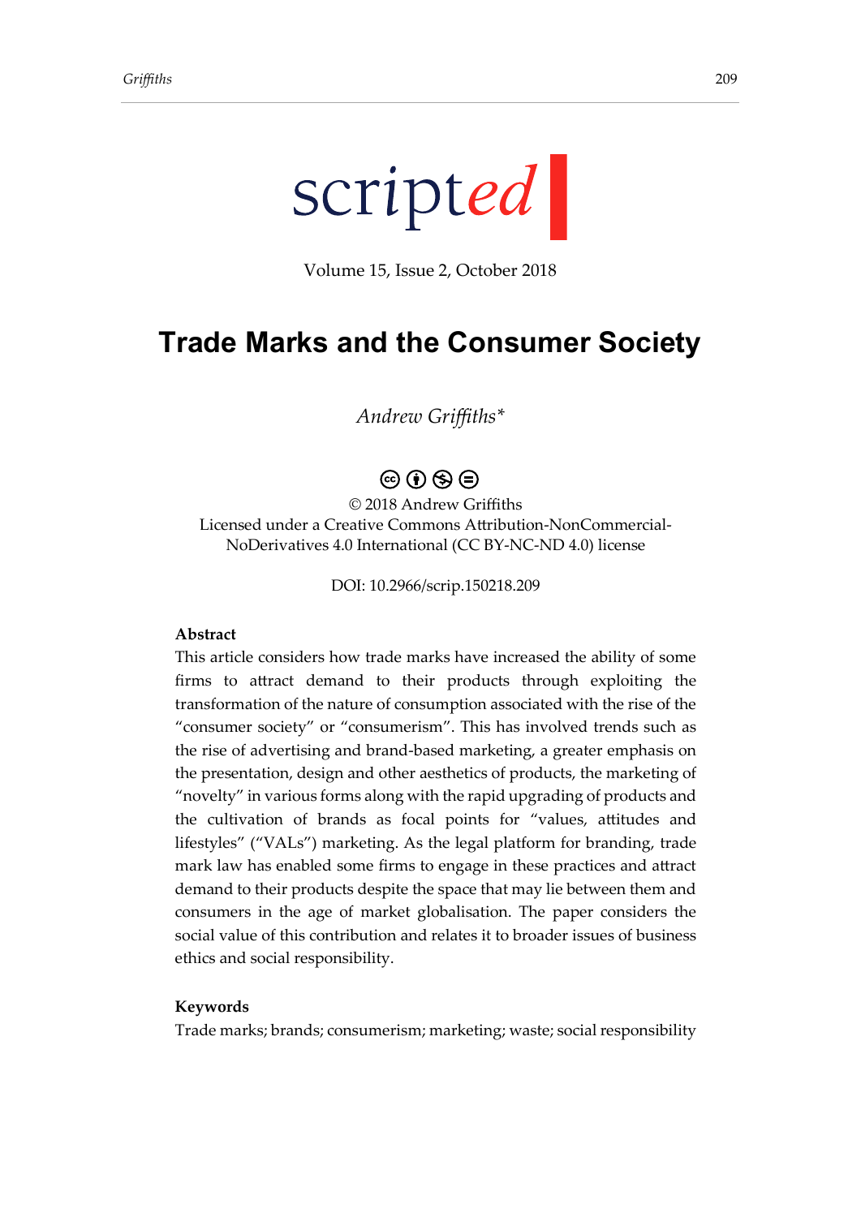scripted

Volume 15, Issue 2, October 2018

# Trade Marks and the Consumer Society

*Andrew Griffiths**

© 2018 Andrew Griffiths
Licensed under a Creative Commons Attribution-NonCommercial-NoDerivatives 4.0 International (CC BY-NC-ND 4.0) license

DOI: 10.2966/scrip.150218.209

**Abstract**

This article considers how trade marks have increased the ability of some firms to attract demand to their products through exploiting the transformation of the nature of consumption associated with the rise of the "consumer society" or "consumerism". This has involved trends such as the rise of advertising and brand-based marketing, a greater emphasis on the presentation, design and other aesthetics of products, the marketing of "novelty" in various forms along with the rapid upgrading of products and the cultivation of brands as focal points for "values, attitudes and lifestyles" ("VALs") marketing. As the legal platform for branding, trade mark law has enabled some firms to engage in these practices and attract demand to their products despite the space that may lie between them and consumers in the age of market globalisation. The paper considers the social value of this contribution and relates it to broader issues of business ethics and social responsibility.

**Keywords**

Trade marks; brands; consumerism; marketing; waste; social responsibility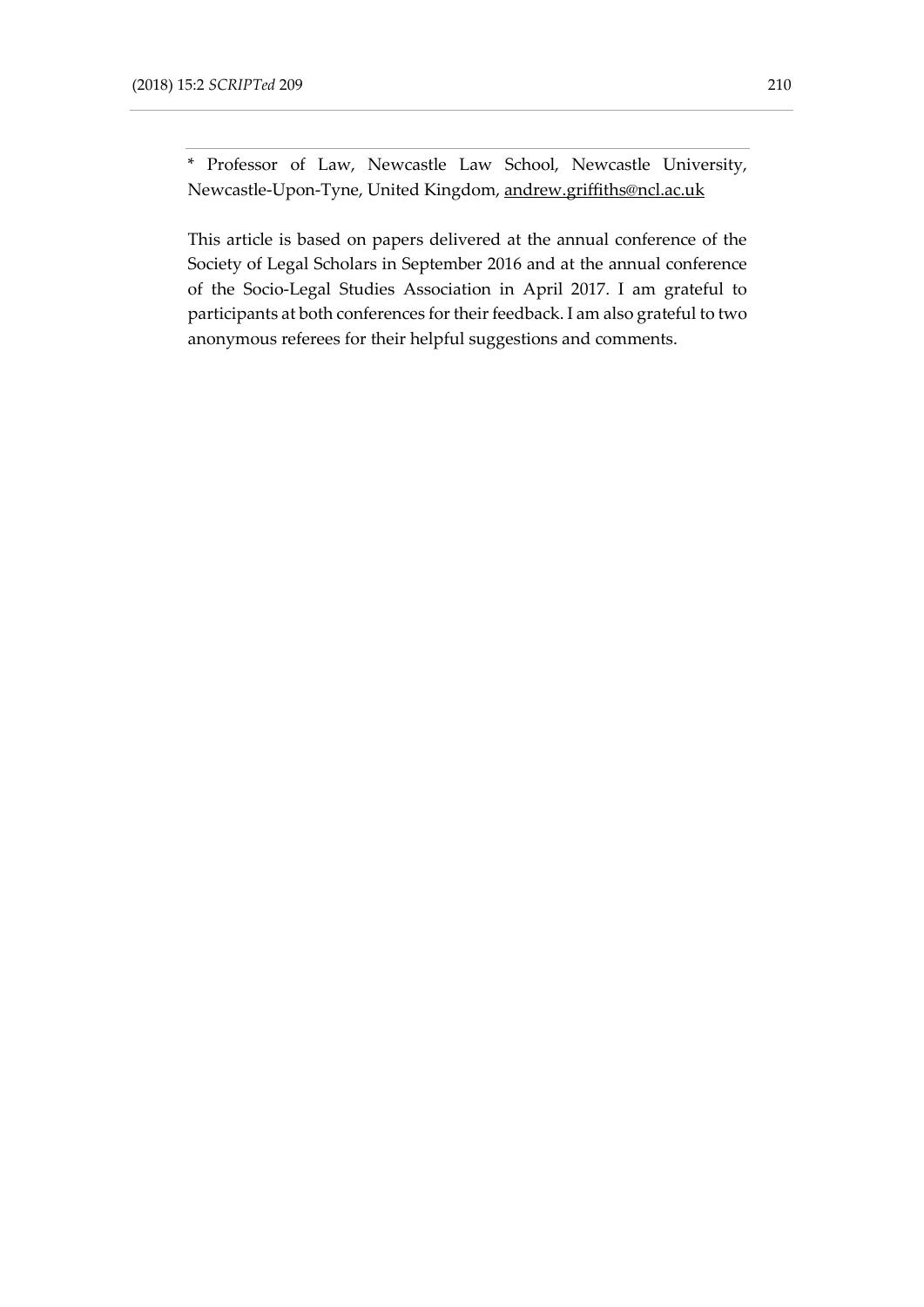* Professor of Law, Newcastle Law School, Newcastle University, Newcastle-Upon-Tyne, United Kingdom, andrew.griffiths@ncl.ac.uk

This article is based on papers delivered at the annual conference of the Society of Legal Scholars in September 2016 and at the annual conference of the Socio-Legal Studies Association in April 2017. I am grateful to participants at both conferences for their feedback. I am also grateful to two anonymous referees for their helpful suggestions and comments.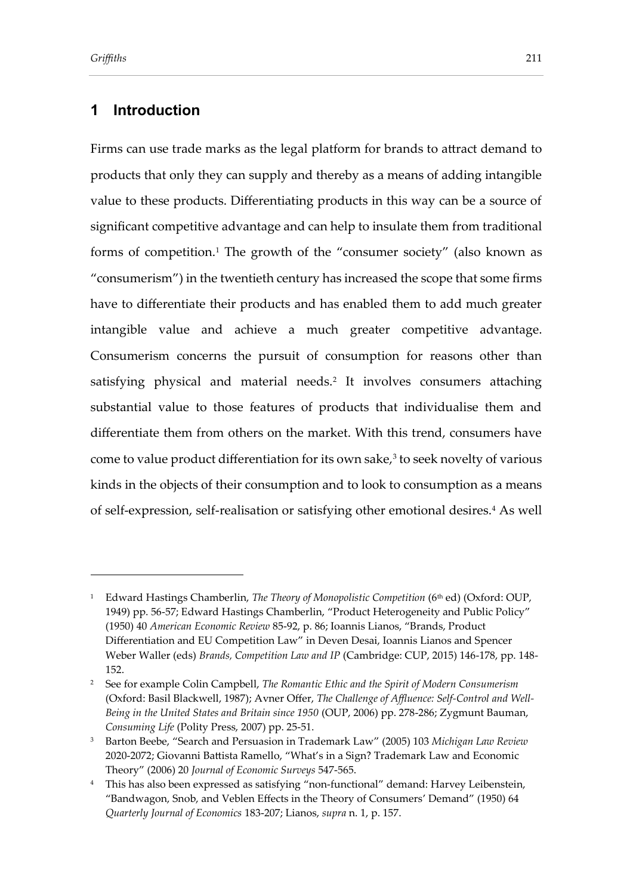## 1 Introduction

Firms can use trade marks as the legal platform for brands to attract demand to products that only they can supply and thereby as a means of adding intangible value to these products. Differentiating products in this way can be a source of significant competitive advantage and can help to insulate them from traditional forms of competition.[1] The growth of the "consumer society" (also known as "consumerism") in the twentieth century has increased the scope that some firms have to differentiate their products and has enabled them to add much greater intangible value and achieve a much greater competitive advantage. Consumerism concerns the pursuit of consumption for reasons other than satisfying physical and material needs.[2] It involves consumers attaching substantial value to those features of products that individualise them and differentiate them from others on the market. With this trend, consumers have come to value product differentiation for its own sake,[3] to seek novelty of various kinds in the objects of their consumption and to look to consumption as a means of self-expression, self-realisation or satisfying other emotional desires.[4] As well

---

[1] Edward Hastings Chamberlin, *The Theory of Monopolistic Competition* (6th ed) (Oxford: OUP, 1949) pp. 56-57; Edward Hastings Chamberlin, "Product Heterogeneity and Public Policy" (1950) 40 *American Economic Review* 85-92, p. 86; Ioannis Lianos, "Brands, Product Differentiation and EU Competition Law" in Deven Desai, Ioannis Lianos and Spencer Weber Waller (eds) *Brands, Competition Law and IP* (Cambridge: CUP, 2015) 146-178, pp. 148-152.

[2] See for example Colin Campbell, *The Romantic Ethic and the Spirit of Modern Consumerism* (Oxford: Basil Blackwell, 1987); Avner Offer, *The Challenge of Affluence: Self-Control and Well-Being in the United States and Britain since 1950* (OUP, 2006) pp. 278-286; Zygmunt Bauman, *Consuming Life* (Polity Press, 2007) pp. 25-51.

[3] Barton Beebe, "Search and Persuasion in Trademark Law" (2005) 103 *Michigan Law Review* 2020-2072; Giovanni Battista Ramello, "What's in a Sign? Trademark Law and Economic Theory" (2006) 20 *Journal of Economic Surveys* 547-565.

[4] This has also been expressed as satisfying "non-functional" demand: Harvey Leibenstein, "Bandwagon, Snob, and Veblen Effects in the Theory of Consumers' Demand" (1950) 64 *Quarterly Journal of Economics* 183-207; Lianos, *supra* n. 1, p. 157.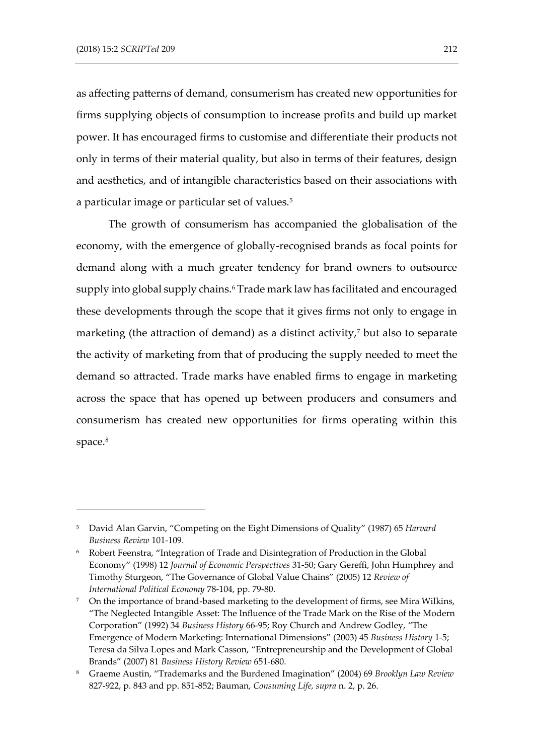as affecting patterns of demand, consumerism has created new opportunities for firms supplying objects of consumption to increase profits and build up market power. It has encouraged firms to customise and differentiate their products not only in terms of their material quality, but also in terms of their features, design and aesthetics, and of intangible characteristics based on their associations with a particular image or particular set of values.[5]

The growth of consumerism has accompanied the globalisation of the economy, with the emergence of globally-recognised brands as focal points for demand along with a much greater tendency for brand owners to outsource supply into global supply chains.[6] Trade mark law has facilitated and encouraged these developments through the scope that it gives firms not only to engage in marketing (the attraction of demand) as a distinct activity,[7] but also to separate the activity of marketing from that of producing the supply needed to meet the demand so attracted. Trade marks have enabled firms to engage in marketing across the space that has opened up between producers and consumers and consumerism has created new opportunities for firms operating within this space.[8]

---

[5] David Alan Garvin, "Competing on the Eight Dimensions of Quality" (1987) 65 *Harvard Business Review* 101-109.

[6] Robert Feenstra, "Integration of Trade and Disintegration of Production in the Global Economy" (1998) 12 *Journal of Economic Perspectives* 31-50; Gary Gereffi, John Humphrey and Timothy Sturgeon, "The Governance of Global Value Chains" (2005) 12 *Review of International Political Economy* 78-104, pp. 79-80.

[7] On the importance of brand-based marketing to the development of firms, see Mira Wilkins, "The Neglected Intangible Asset: The Influence of the Trade Mark on the Rise of the Modern Corporation" (1992) 34 *Business History* 66-95; Roy Church and Andrew Godley, "The Emergence of Modern Marketing: International Dimensions" (2003) 45 *Business History* 1-5; Teresa da Silva Lopes and Mark Casson, "Entrepreneurship and the Development of Global Brands" (2007) 81 *Business History Review* 651-680.

[8] Graeme Austin, "Trademarks and the Burdened Imagination" (2004) 69 *Brooklyn Law Review* 827-922, p. 843 and pp. 851-852; Bauman, *Consuming Life, supra* n. 2, p. 26.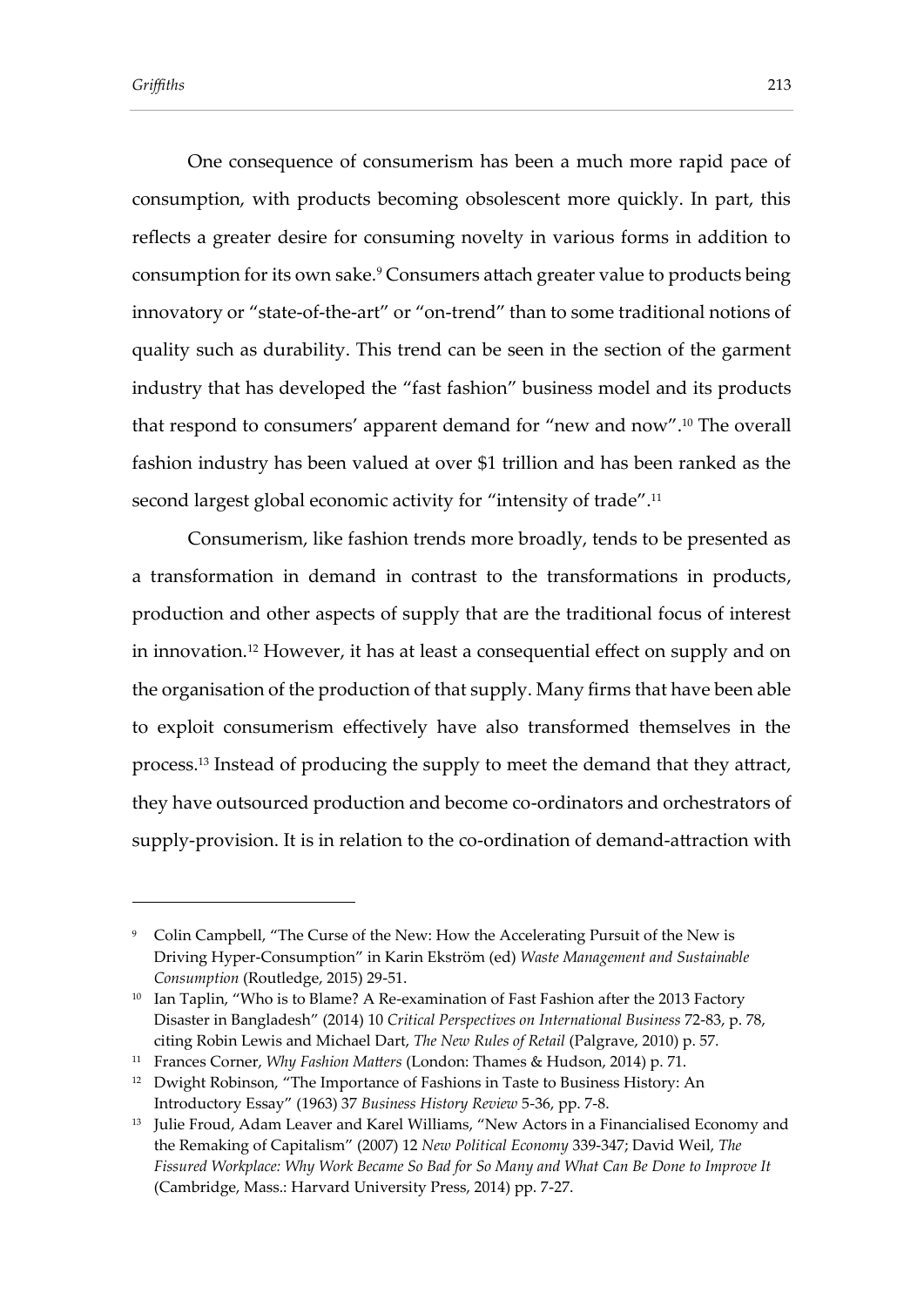One consequence of consumerism has been a much more rapid pace of consumption, with products becoming obsolescent more quickly. In part, this reflects a greater desire for consuming novelty in various forms in addition to consumption for its own sake.[9] Consumers attach greater value to products being innovatory or "state-of-the-art" or "on-trend" than to some traditional notions of quality such as durability. This trend can be seen in the section of the garment industry that has developed the "fast fashion" business model and its products that respond to consumers' apparent demand for "new and now".[10] The overall fashion industry has been valued at over $1 trillion and has been ranked as the second largest global economic activity for "intensity of trade".[11]

Consumerism, like fashion trends more broadly, tends to be presented as a transformation in demand in contrast to the transformations in products, production and other aspects of supply that are the traditional focus of interest in innovation.[12] However, it has at least a consequential effect on supply and on the organisation of the production of that supply. Many firms that have been able to exploit consumerism effectively have also transformed themselves in the process.[13] Instead of producing the supply to meet the demand that they attract, they have outsourced production and become co-ordinators and orchestrators of supply-provision. It is in relation to the co-ordination of demand-attraction with

---

[9] Colin Campbell, "The Curse of the New: How the Accelerating Pursuit of the New is Driving Hyper-Consumption" in Karin Ekström (ed) *Waste Management and Sustainable Consumption* (Routledge, 2015) 29-51.

[10] Ian Taplin, "Who is to Blame? A Re-examination of Fast Fashion after the 2013 Factory Disaster in Bangladesh" (2014) 10 *Critical Perspectives on International Business* 72-83, p. 78, citing Robin Lewis and Michael Dart, *The New Rules of Retail* (Palgrave, 2010) p. 57.

[11] Frances Corner, *Why Fashion Matters* (London: Thames & Hudson, 2014) p. 71.

[12] Dwight Robinson, "The Importance of Fashions in Taste to Business History: An Introductory Essay" (1963) 37 *Business History Review* 5-36, pp. 7-8.

[13] Julie Froud, Adam Leaver and Karel Williams, "New Actors in a Financialised Economy and the Remaking of Capitalism" (2007) 12 *New Political Economy* 339-347; David Weil, *The Fissured Workplace: Why Work Became So Bad for So Many and What Can Be Done to Improve It* (Cambridge, Mass.: Harvard University Press, 2014) pp. 7-27.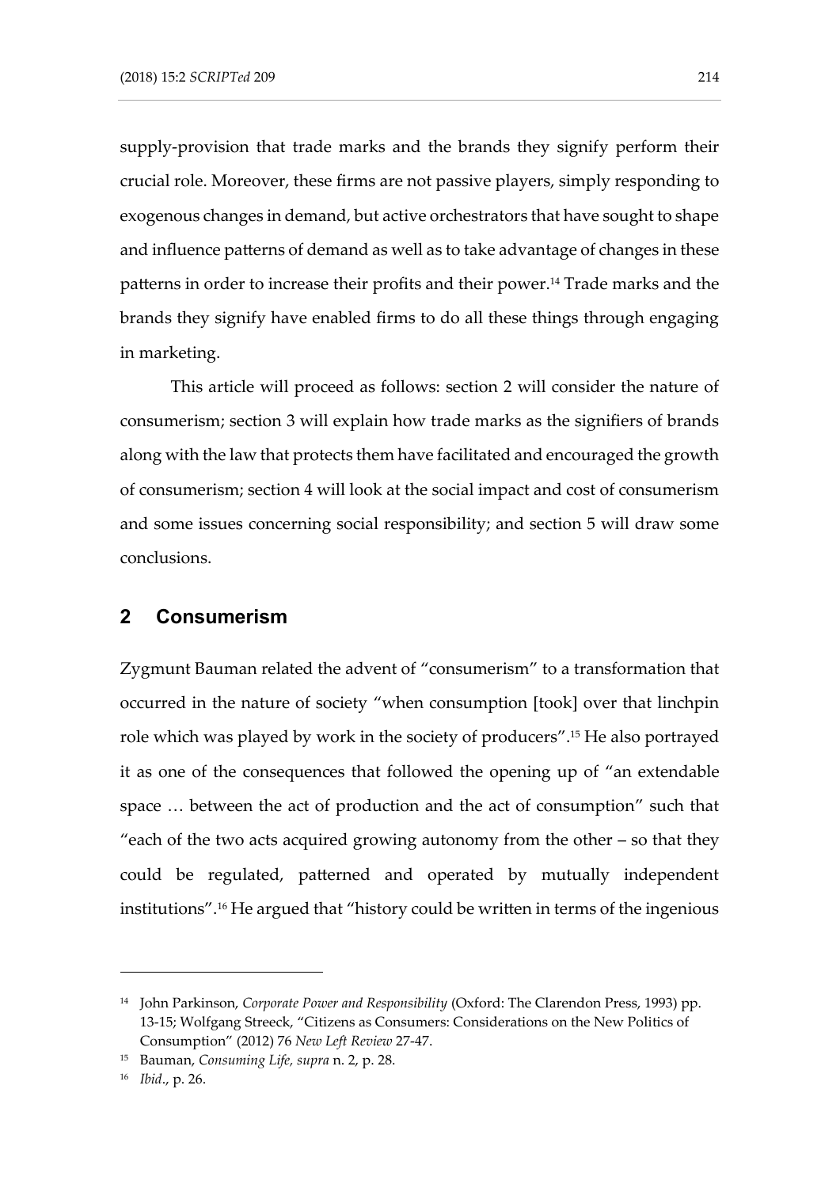supply-provision that trade marks and the brands they signify perform their crucial role. Moreover, these firms are not passive players, simply responding to exogenous changes in demand, but active orchestrators that have sought to shape and influence patterns of demand as well as to take advantage of changes in these patterns in order to increase their profits and their power.[14] Trade marks and the brands they signify have enabled firms to do all these things through engaging in marketing.

This article will proceed as follows: section 2 will consider the nature of consumerism; section 3 will explain how trade marks as the signifiers of brands along with the law that protects them have facilitated and encouraged the growth of consumerism; section 4 will look at the social impact and cost of consumerism and some issues concerning social responsibility; and section 5 will draw some conclusions.

## 2 Consumerism

Zygmunt Bauman related the advent of "consumerism" to a transformation that occurred in the nature of society "when consumption [took] over that linchpin role which was played by work in the society of producers".[15] He also portrayed it as one of the consequences that followed the opening up of "an extendable space … between the act of production and the act of consumption" such that "each of the two acts acquired growing autonomy from the other – so that they could be regulated, patterned and operated by mutually independent institutions".[16] He argued that "history could be written in terms of the ingenious

---

[14] John Parkinson, *Corporate Power and Responsibility* (Oxford: The Clarendon Press, 1993) pp. 13-15; Wolfgang Streeck, "Citizens as Consumers: Considerations on the New Politics of Consumption" (2012) 76 *New Left Review* 27-47.

[15] Bauman, *Consuming Life, supra* n. 2, p. 28.

[16] *Ibid*., p. 26.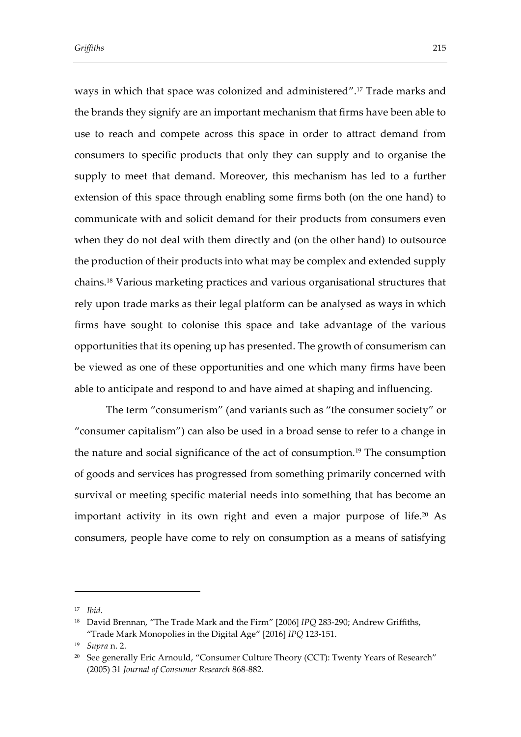ways in which that space was colonized and administered".[17] Trade marks and the brands they signify are an important mechanism that firms have been able to use to reach and compete across this space in order to attract demand from consumers to specific products that only they can supply and to organise the supply to meet that demand. Moreover, this mechanism has led to a further extension of this space through enabling some firms both (on the one hand) to communicate with and solicit demand for their products from consumers even when they do not deal with them directly and (on the other hand) to outsource the production of their products into what may be complex and extended supply chains.[18] Various marketing practices and various organisational structures that rely upon trade marks as their legal platform can be analysed as ways in which firms have sought to colonise this space and take advantage of the various opportunities that its opening up has presented. The growth of consumerism can be viewed as one of these opportunities and one which many firms have been able to anticipate and respond to and have aimed at shaping and influencing.

The term "consumerism" (and variants such as "the consumer society" or "consumer capitalism") can also be used in a broad sense to refer to a change in the nature and social significance of the act of consumption.[19] The consumption of goods and services has progressed from something primarily concerned with survival or meeting specific material needs into something that has become an important activity in its own right and even a major purpose of life.[20] As consumers, people have come to rely on consumption as a means of satisfying

---

[17] *Ibid.*

[18] David Brennan, "The Trade Mark and the Firm" [2006] *IPQ* 283-290; Andrew Griffiths, "Trade Mark Monopolies in the Digital Age" [2016] *IPQ* 123-151.

[19] *Supra* n. 2.

[20] See generally Eric Arnould, "Consumer Culture Theory (CCT): Twenty Years of Research" (2005) 31 *Journal of Consumer Research* 868-882.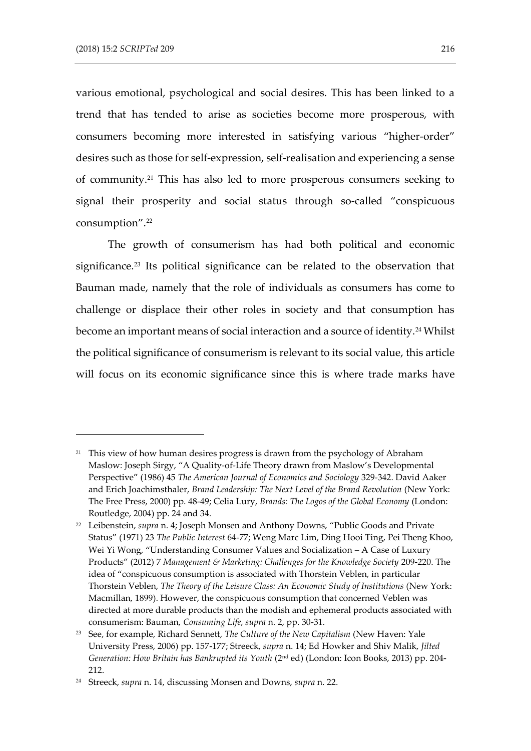various emotional, psychological and social desires. This has been linked to a trend that has tended to arise as societies become more prosperous, with consumers becoming more interested in satisfying various "higher-order" desires such as those for self-expression, self-realisation and experiencing a sense of community.[21] This has also led to more prosperous consumers seeking to signal their prosperity and social status through so-called "conspicuous consumption".[22]

The growth of consumerism has had both political and economic significance.[23] Its political significance can be related to the observation that Bauman made, namely that the role of individuals as consumers has come to challenge or displace their other roles in society and that consumption has become an important means of social interaction and a source of identity.[24] Whilst the political significance of consumerism is relevant to its social value, this article will focus on its economic significance since this is where trade marks have

---

[21] This view of how human desires progress is drawn from the psychology of Abraham Maslow: Joseph Sirgy, "A Quality-of-Life Theory drawn from Maslow's Developmental Perspective" (1986) 45 *The American Journal of Economics and Sociology* 329-342. David Aaker and Erich Joachimsthaler, *Brand Leadership: The Next Level of the Brand Revolution* (New York: The Free Press, 2000) pp. 48-49; Celia Lury, *Brands: The Logos of the Global Economy* (London: Routledge, 2004) pp. 24 and 34.

[22] Leibenstein, *supra* n. 4; Joseph Monsen and Anthony Downs, "Public Goods and Private Status" (1971) 23 *The Public Interest* 64-77; Weng Marc Lim, Ding Hooi Ting, Pei Theng Khoo, Wei Yi Wong, "Understanding Consumer Values and Socialization – A Case of Luxury Products" (2012) 7 *Management & Marketing: Challenges for the Knowledge Society* 209-220. The idea of "conspicuous consumption is associated with Thorstein Veblen, in particular Thorstein Veblen, *The Theory of the Leisure Class: An Economic Study of Institutions* (New York: Macmillan, 1899). However, the conspicuous consumption that concerned Veblen was directed at more durable products than the modish and ephemeral products associated with consumerism: Bauman, *Consuming Life*, *supra* n. 2, pp. 30-31.

[23] See, for example, Richard Sennett, *The Culture of the New Capitalism* (New Haven: Yale University Press, 2006) pp. 157-177; Streeck, *supra* n. 14; Ed Howker and Shiv Malik, *Jilted Generation: How Britain has Bankrupted its Youth* (2nd ed) (London: Icon Books, 2013) pp. 204-212.

[24] Streeck, *supra* n. 14, discussing Monsen and Downs, *supra* n. 22.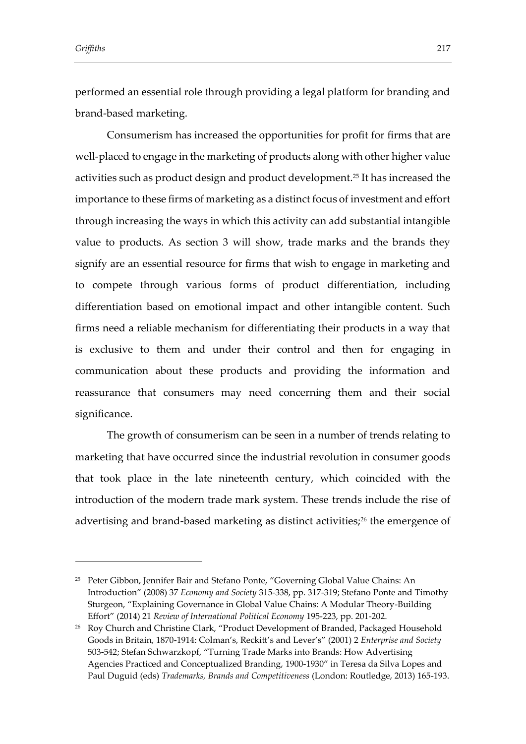performed an essential role through providing a legal platform for branding and brand-based marketing.

Consumerism has increased the opportunities for profit for firms that are well-placed to engage in the marketing of products along with other higher value activities such as product design and product development.[25] It has increased the importance to these firms of marketing as a distinct focus of investment and effort through increasing the ways in which this activity can add substantial intangible value to products. As section 3 will show, trade marks and the brands they signify are an essential resource for firms that wish to engage in marketing and to compete through various forms of product differentiation, including differentiation based on emotional impact and other intangible content. Such firms need a reliable mechanism for differentiating their products in a way that is exclusive to them and under their control and then for engaging in communication about these products and providing the information and reassurance that consumers may need concerning them and their social significance.

The growth of consumerism can be seen in a number of trends relating to marketing that have occurred since the industrial revolution in consumer goods that took place in the late nineteenth century, which coincided with the introduction of the modern trade mark system. These trends include the rise of advertising and brand-based marketing as distinct activities;[26] the emergence of

---

[25] Peter Gibbon, Jennifer Bair and Stefano Ponte, "Governing Global Value Chains: An Introduction" (2008) 37 *Economy and Society* 315-338, pp. 317-319; Stefano Ponte and Timothy Sturgeon, "Explaining Governance in Global Value Chains: A Modular Theory-Building Effort" (2014) 21 *Review of International Political Economy* 195-223, pp. 201-202.

[26] Roy Church and Christine Clark, "Product Development of Branded, Packaged Household Goods in Britain, 1870-1914: Colman's, Reckitt's and Lever's" (2001) 2 *Enterprise and Society* 503-542; Stefan Schwarzkopf, "Turning Trade Marks into Brands: How Advertising Agencies Practiced and Conceptualized Branding, 1900-1930" in Teresa da Silva Lopes and Paul Duguid (eds) *Trademarks, Brands and Competitiveness* (London: Routledge, 2013) 165-193.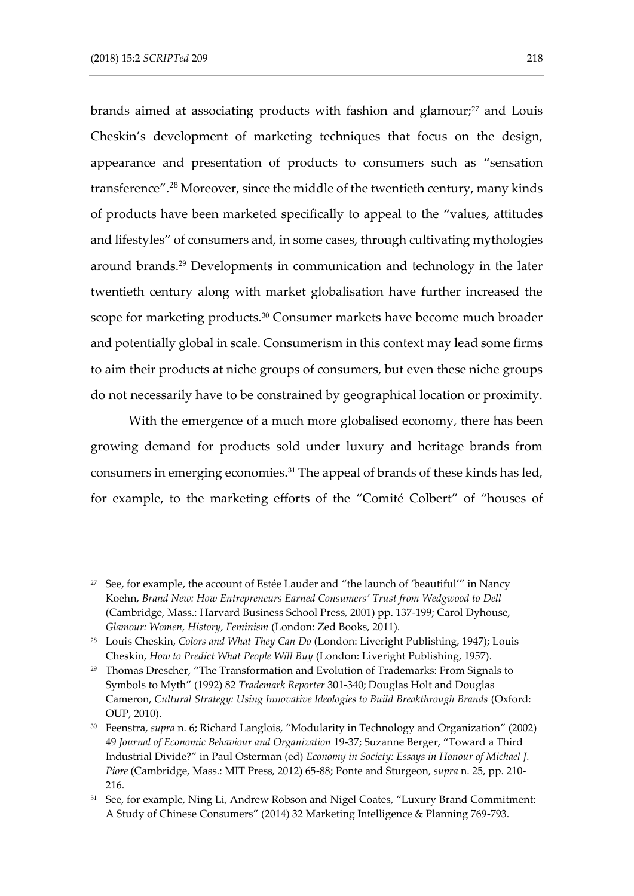brands aimed at associating products with fashion and glamour;[27] and Louis Cheskin's development of marketing techniques that focus on the design, appearance and presentation of products to consumers such as "sensation transference".[28] Moreover, since the middle of the twentieth century, many kinds of products have been marketed specifically to appeal to the "values, attitudes and lifestyles" of consumers and, in some cases, through cultivating mythologies around brands.[29] Developments in communication and technology in the later twentieth century along with market globalisation have further increased the scope for marketing products.[30] Consumer markets have become much broader and potentially global in scale. Consumerism in this context may lead some firms to aim their products at niche groups of consumers, but even these niche groups do not necessarily have to be constrained by geographical location or proximity.

With the emergence of a much more globalised economy, there has been growing demand for products sold under luxury and heritage brands from consumers in emerging economies.[31] The appeal of brands of these kinds has led, for example, to the marketing efforts of the "Comité Colbert" of "houses of

---

[27] See, for example, the account of Estée Lauder and "the launch of 'beautiful'" in Nancy Koehn, *Brand New: How Entrepreneurs Earned Consumers' Trust from Wedgwood to Dell* (Cambridge, Mass.: Harvard Business School Press, 2001) pp. 137-199; Carol Dyhouse, *Glamour: Women, History, Feminism* (London: Zed Books, 2011).

[28] Louis Cheskin, *Colors and What They Can Do* (London: Liveright Publishing, 1947); Louis Cheskin, *How to Predict What People Will Buy* (London: Liveright Publishing, 1957).

[29] Thomas Drescher, "The Transformation and Evolution of Trademarks: From Signals to Symbols to Myth" (1992) 82 *Trademark Reporter* 301-340; Douglas Holt and Douglas Cameron, *Cultural Strategy: Using Innovative Ideologies to Build Breakthrough Brands* (Oxford: OUP, 2010).

[30] Feenstra, *supra* n. 6; Richard Langlois, "Modularity in Technology and Organization" (2002) 49 *Journal of Economic Behaviour and Organization* 19-37; Suzanne Berger, "Toward a Third Industrial Divide?" in Paul Osterman (ed) *Economy in Society: Essays in Honour of Michael J. Piore* (Cambridge, Mass.: MIT Press, 2012) 65-88; Ponte and Sturgeon, *supra* n. 25, pp. 210-216.

[31] See, for example, Ning Li, Andrew Robson and Nigel Coates, "Luxury Brand Commitment: A Study of Chinese Consumers" (2014) 32 Marketing Intelligence & Planning 769-793.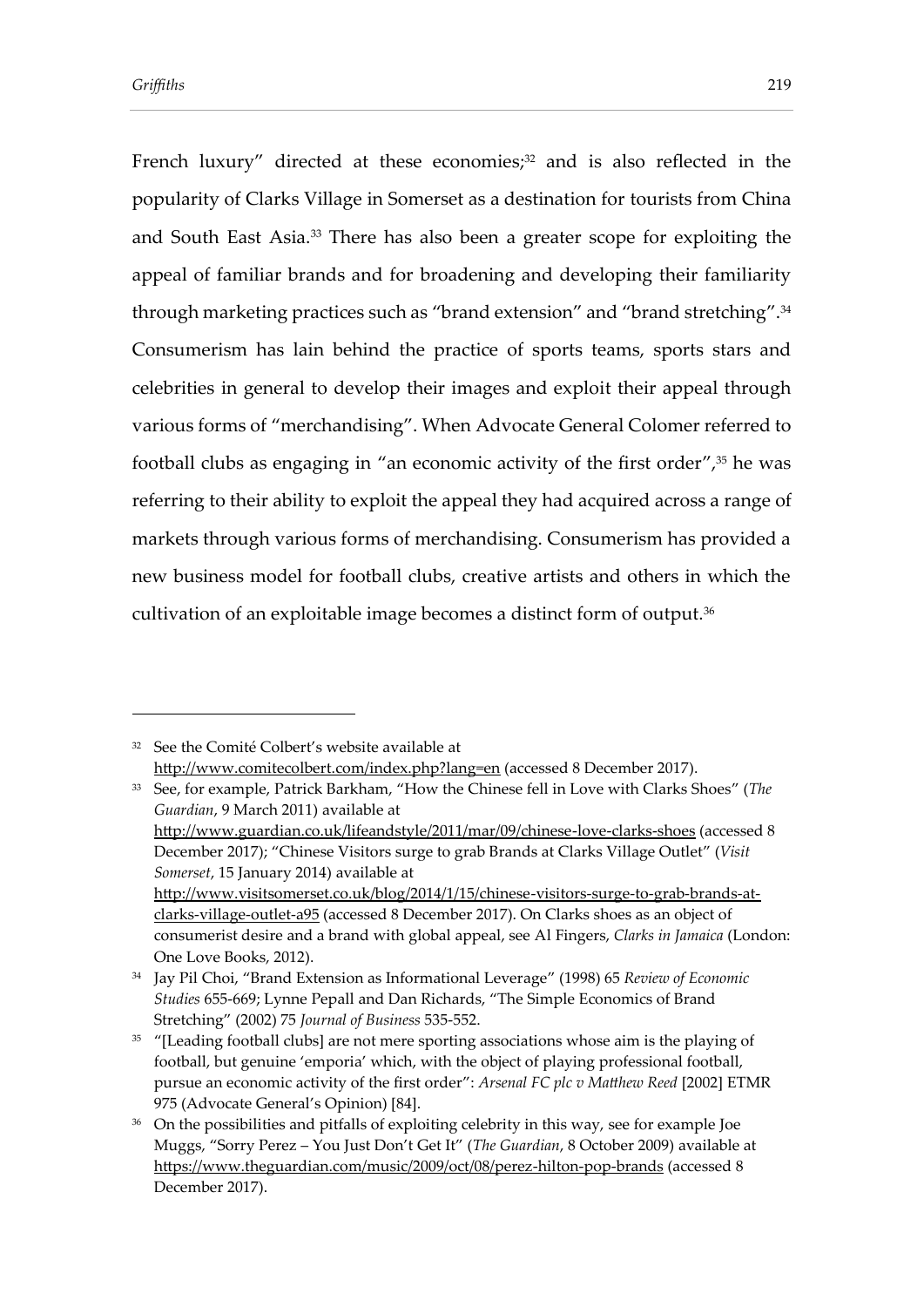French luxury" directed at these economies;[32] and is also reflected in the popularity of Clarks Village in Somerset as a destination for tourists from China and South East Asia.[33] There has also been a greater scope for exploiting the appeal of familiar brands and for broadening and developing their familiarity through marketing practices such as "brand extension" and "brand stretching".[34] Consumerism has lain behind the practice of sports teams, sports stars and celebrities in general to develop their images and exploit their appeal through various forms of "merchandising". When Advocate General Colomer referred to football clubs as engaging in "an economic activity of the first order",[35] he was referring to their ability to exploit the appeal they had acquired across a range of markets through various forms of merchandising. Consumerism has provided a new business model for football clubs, creative artists and others in which the cultivation of an exploitable image becomes a distinct form of output.[36]

---

[32] See the Comité Colbert's website available at http://www.comitecolbert.com/index.php?lang=en (accessed 8 December 2017).

[33] See, for example, Patrick Barkham, "How the Chinese fell in Love with Clarks Shoes" (*The Guardian*, 9 March 2011) available at http://www.guardian.co.uk/lifeandstyle/2011/mar/09/chinese-love-clarks-shoes (accessed 8 December 2017); "Chinese Visitors surge to grab Brands at Clarks Village Outlet" (*Visit Somerset*, 15 January 2014) available at http://www.visitsomerset.co.uk/blog/2014/1/15/chinese-visitors-surge-to-grab-brands-at-clarks-village-outlet-a95 (accessed 8 December 2017). On Clarks shoes as an object of consumerist desire and a brand with global appeal, see Al Fingers, *Clarks in Jamaica* (London: One Love Books, 2012).

[34] Jay Pil Choi, "Brand Extension as Informational Leverage" (1998) 65 *Review of Economic Studies* 655-669; Lynne Pepall and Dan Richards, "The Simple Economics of Brand Stretching" (2002) 75 *Journal of Business* 535-552.

[35] "[Leading football clubs] are not mere sporting associations whose aim is the playing of football, but genuine 'emporia' which, with the object of playing professional football, pursue an economic activity of the first order": *Arsenal FC plc v Matthew Reed* [2002] ETMR 975 (Advocate General's Opinion) [84].

[36] On the possibilities and pitfalls of exploiting celebrity in this way, see for example Joe Muggs, "Sorry Perez – You Just Don't Get It" (*The Guardian*, 8 October 2009) available at https://www.theguardian.com/music/2009/oct/08/perez-hilton-pop-brands (accessed 8 December 2017).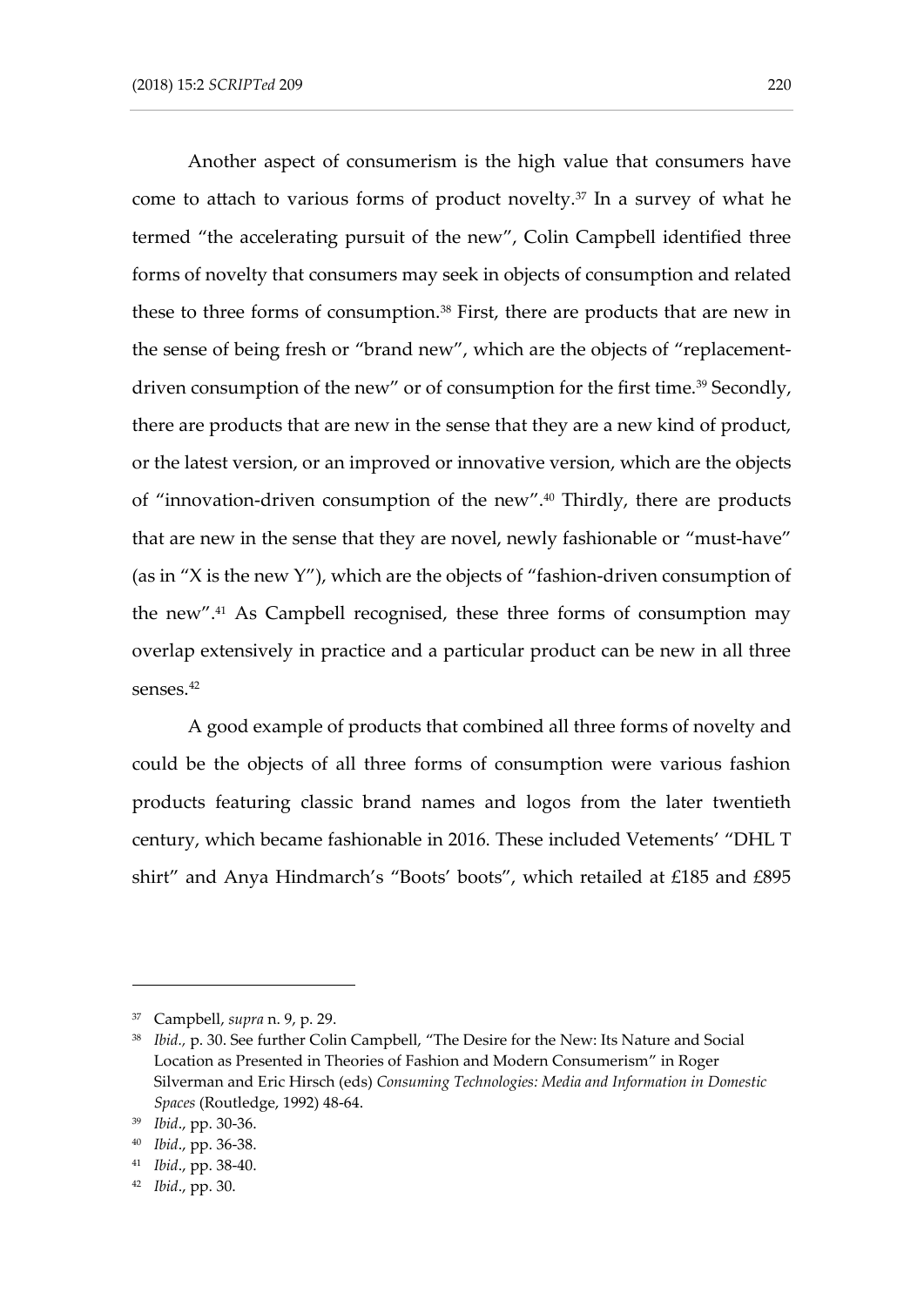Another aspect of consumerism is the high value that consumers have come to attach to various forms of product novelty.[37] In a survey of what he termed "the accelerating pursuit of the new", Colin Campbell identified three forms of novelty that consumers may seek in objects of consumption and related these to three forms of consumption.[38] First, there are products that are new in the sense of being fresh or "brand new", which are the objects of "replacement-driven consumption of the new" or of consumption for the first time.[39] Secondly, there are products that are new in the sense that they are a new kind of product, or the latest version, or an improved or innovative version, which are the objects of "innovation-driven consumption of the new".[40] Thirdly, there are products that are new in the sense that they are novel, newly fashionable or "must-have" (as in "X is the new Y"), which are the objects of "fashion-driven consumption of the new".[41] As Campbell recognised, these three forms of consumption may overlap extensively in practice and a particular product can be new in all three senses.[42]

A good example of products that combined all three forms of novelty and could be the objects of all three forms of consumption were various fashion products featuring classic brand names and logos from the later twentieth century, which became fashionable in 2016. These included Vetements' "DHL T shirt" and Anya Hindmarch's "Boots' boots", which retailed at £185 and £895

---

[37] Campbell, *supra* n. 9, p. 29.

[38] *Ibid.*, p. 30. See further Colin Campbell, "The Desire for the New: Its Nature and Social Location as Presented in Theories of Fashion and Modern Consumerism" in Roger Silverman and Eric Hirsch (eds) *Consuming Technologies: Media and Information in Domestic Spaces* (Routledge, 1992) 48-64.

[39] *Ibid*., pp. 30-36.

[40] *Ibid*., pp. 36-38.

[41] *Ibid*., pp. 38-40.

[42] *Ibid*., pp. 30.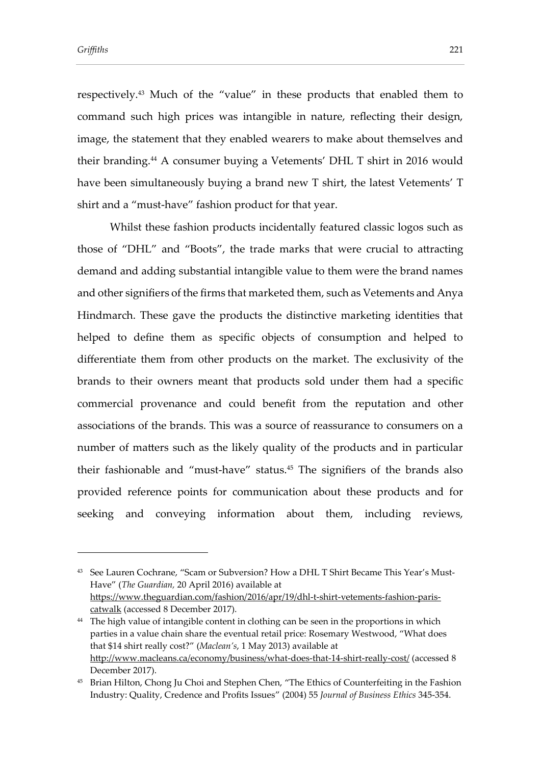respectively.[43] Much of the "value" in these products that enabled them to command such high prices was intangible in nature, reflecting their design, image, the statement that they enabled wearers to make about themselves and their branding.[44] A consumer buying a Vetements' DHL T shirt in 2016 would have been simultaneously buying a brand new T shirt, the latest Vetements' T shirt and a "must-have" fashion product for that year.

Whilst these fashion products incidentally featured classic logos such as those of "DHL" and "Boots", the trade marks that were crucial to attracting demand and adding substantial intangible value to them were the brand names and other signifiers of the firms that marketed them, such as Vetements and Anya Hindmarch. These gave the products the distinctive marketing identities that helped to define them as specific objects of consumption and helped to differentiate them from other products on the market. The exclusivity of the brands to their owners meant that products sold under them had a specific commercial provenance and could benefit from the reputation and other associations of the brands. This was a source of reassurance to consumers on a number of matters such as the likely quality of the products and in particular their fashionable and "must-have" status.[45] The signifiers of the brands also provided reference points for communication about these products and for seeking and conveying information about them, including reviews,

---

[43] See Lauren Cochrane, "Scam or Subversion? How a DHL T Shirt Became This Year's Must-Have" (*The Guardian*, 20 April 2016) available at https://www.theguardian.com/fashion/2016/apr/19/dhl-t-shirt-vetements-fashion-paris-catwalk (accessed 8 December 2017).

[44] The high value of intangible content in clothing can be seen in the proportions in which parties in a value chain share the eventual retail price: Rosemary Westwood, "What does that $14 shirt really cost?" (*Maclean's*, 1 May 2013) available at http://www.macleans.ca/economy/business/what-does-that-14-shirt-really-cost/ (accessed 8 December 2017).

[45] Brian Hilton, Chong Ju Choi and Stephen Chen, "The Ethics of Counterfeiting in the Fashion Industry: Quality, Credence and Profits Issues" (2004) 55 *Journal of Business Ethics* 345-354.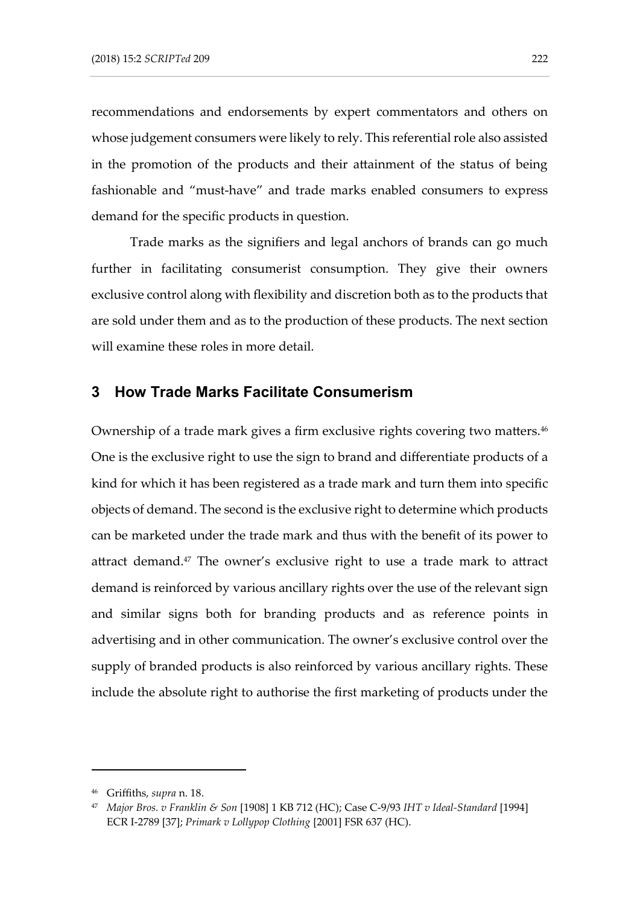recommendations and endorsements by expert commentators and others on whose judgement consumers were likely to rely. This referential role also assisted in the promotion of the products and their attainment of the status of being fashionable and "must-have" and trade marks enabled consumers to express demand for the specific products in question.

Trade marks as the signifiers and legal anchors of brands can go much further in facilitating consumerist consumption. They give their owners exclusive control along with flexibility and discretion both as to the products that are sold under them and as to the production of these products. The next section will examine these roles in more detail.

## 3 How Trade Marks Facilitate Consumerism

Ownership of a trade mark gives a firm exclusive rights covering two matters.[46] One is the exclusive right to use the sign to brand and differentiate products of a kind for which it has been registered as a trade mark and turn them into specific objects of demand. The second is the exclusive right to determine which products can be marketed under the trade mark and thus with the benefit of its power to attract demand.[47] The owner's exclusive right to use a trade mark to attract demand is reinforced by various ancillary rights over the use of the relevant sign and similar signs both for branding products and as reference points in advertising and in other communication. The owner's exclusive control over the supply of branded products is also reinforced by various ancillary rights. These include the absolute right to authorise the first marketing of products under the

---

[46] Griffiths, *supra* n. 18.

[47] *Major Bros. v Franklin & Son* [1908] 1 KB 712 (HC); Case C-9/93 *IHT v Ideal-Standard* [1994] ECR I-2789 [37]; *Primark v Lollypop Clothing* [2001] FSR 637 (HC).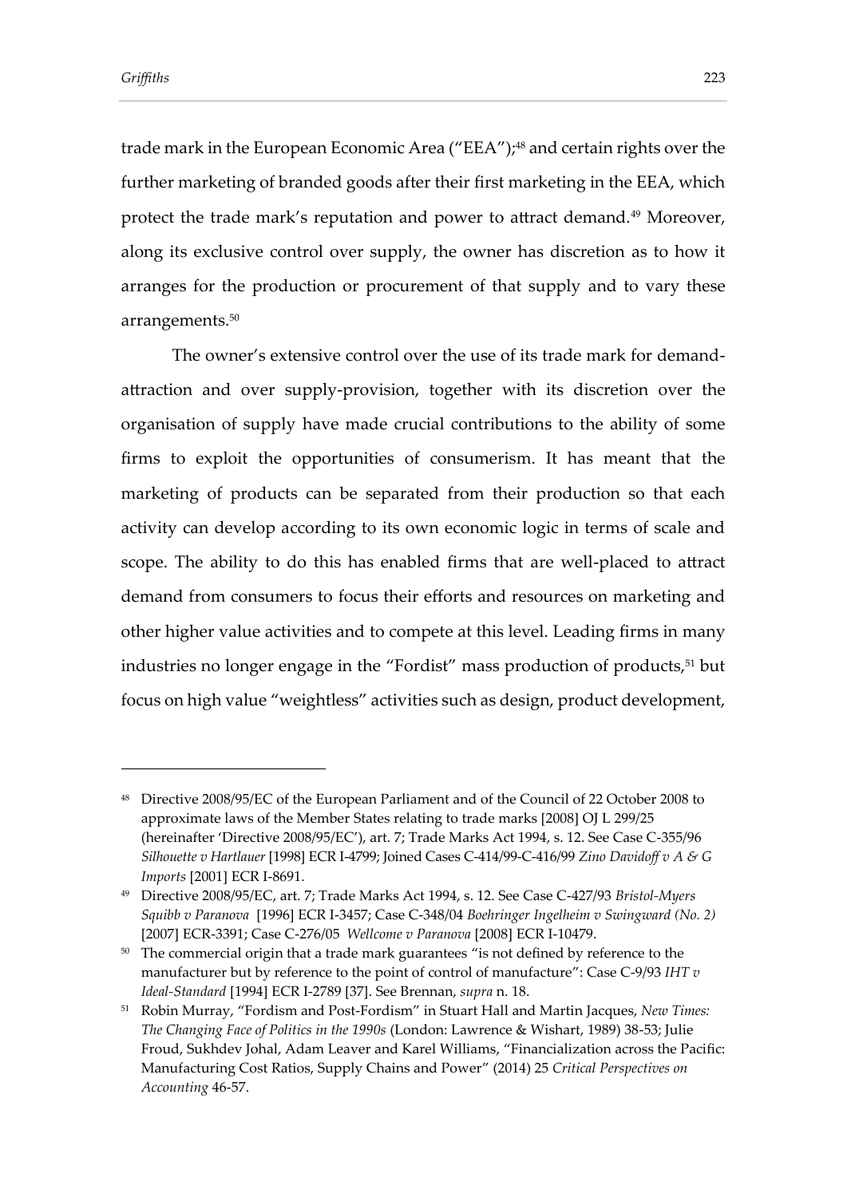trade mark in the European Economic Area ("EEA");[48] and certain rights over the further marketing of branded goods after their first marketing in the EEA, which protect the trade mark's reputation and power to attract demand.[49] Moreover, along its exclusive control over supply, the owner has discretion as to how it arranges for the production or procurement of that supply and to vary these arrangements.[50]

The owner's extensive control over the use of its trade mark for demand-attraction and over supply-provision, together with its discretion over the organisation of supply have made crucial contributions to the ability of some firms to exploit the opportunities of consumerism. It has meant that the marketing of products can be separated from their production so that each activity can develop according to its own economic logic in terms of scale and scope. The ability to do this has enabled firms that are well-placed to attract demand from consumers to focus their efforts and resources on marketing and other higher value activities and to compete at this level. Leading firms in many industries no longer engage in the "Fordist" mass production of products,[51] but focus on high value "weightless" activities such as design, product development,

---

[48] Directive 2008/95/EC of the European Parliament and of the Council of 22 October 2008 to approximate laws of the Member States relating to trade marks [2008] OJ L 299/25 (hereinafter 'Directive 2008/95/EC'), art. 7; Trade Marks Act 1994, s. 12. See Case C-355/96 *Silhouette v Hartlauer* [1998] ECR I-4799; Joined Cases C-414/99-C-416/99 *Zino Davidoff v A & G Imports* [2001] ECR I-8691.

[49] Directive 2008/95/EC, art. 7; Trade Marks Act 1994, s. 12. See Case C-427/93 *Bristol-Myers Squibb v Paranova* [1996] ECR I-3457; Case C-348/04 *Boehringer Ingelheim v Swingward (No. 2)* [2007] ECR-3391; Case C-276/05 *Wellcome v Paranova* [2008] ECR I-10479.

[50] The commercial origin that a trade mark guarantees "is not defined by reference to the manufacturer but by reference to the point of control of manufacture": Case C-9/93 *IHT v Ideal-Standard* [1994] ECR I-2789 [37]. See Brennan, *supra* n. 18.

[51] Robin Murray, "Fordism and Post-Fordism" in Stuart Hall and Martin Jacques, *New Times: The Changing Face of Politics in the 1990s* (London: Lawrence & Wishart, 1989) 38-53; Julie Froud, Sukhdev Johal, Adam Leaver and Karel Williams, "Financialization across the Pacific: Manufacturing Cost Ratios, Supply Chains and Power" (2014) 25 *Critical Perspectives on Accounting* 46-57.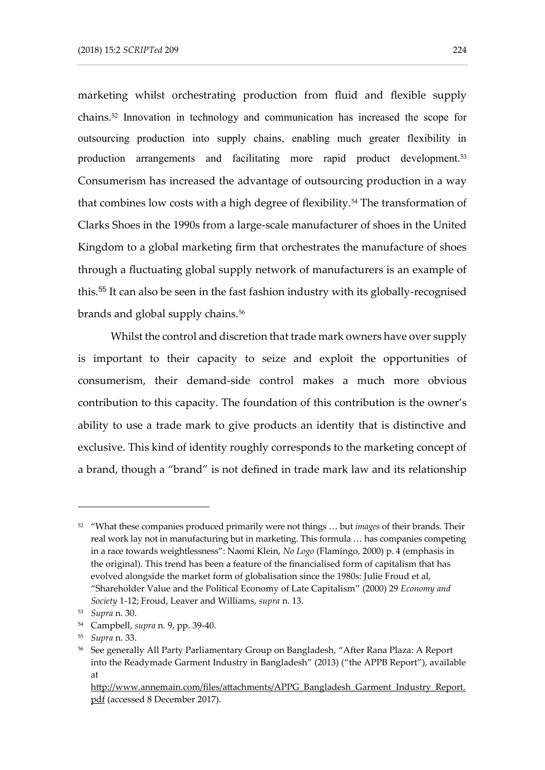marketing whilst orchestrating production from fluid and flexible supply chains.[52] Innovation in technology and communication has increased the scope for outsourcing production into supply chains, enabling much greater flexibility in production arrangements and facilitating more rapid product development.[53] Consumerism has increased the advantage of outsourcing production in a way that combines low costs with a high degree of flexibility.[54] The transformation of Clarks Shoes in the 1990s from a large-scale manufacturer of shoes in the United Kingdom to a global marketing firm that orchestrates the manufacture of shoes through a fluctuating global supply network of manufacturers is an example of this.[55] It can also be seen in the fast fashion industry with its globally-recognised brands and global supply chains.[56]

Whilst the control and discretion that trade mark owners have over supply is important to their capacity to seize and exploit the opportunities of consumerism, their demand-side control makes a much more obvious contribution to this capacity. The foundation of this contribution is the owner's ability to use a trade mark to give products an identity that is distinctive and exclusive. This kind of identity roughly corresponds to the marketing concept of a brand, though a "brand" is not defined in trade mark law and its relationship

---

[52] "What these companies produced primarily were not things … but *images* of their brands. Their real work lay not in manufacturing but in marketing. This formula … has companies competing in a race towards weightlessness": Naomi Klein, *No Logo* (Flamingo, 2000) p. 4 (emphasis in the original). This trend has been a feature of the financialised form of capitalism that has evolved alongside the market form of globalisation since the 1980s: Julie Froud et al, "Shareholder Value and the Political Economy of Late Capitalism" (2000) 29 *Economy and Society* 1-12; Froud, Leaver and Williams, *supra* n. 13.

[53] *Supra* n. 30.

[54] Campbell, *supra* n. 9, pp. 39-40.

[55] *Supra* n. 33.

[56] See generally All Party Parliamentary Group on Bangladesh, "After Rana Plaza: A Report into the Readymade Garment Industry in Bangladesh" (2013) ("the APPB Report"), available at http://www.annemain.com/files/attachments/APPG_Bangladesh_Garment_Industry_Report.pdf (accessed 8 December 2017).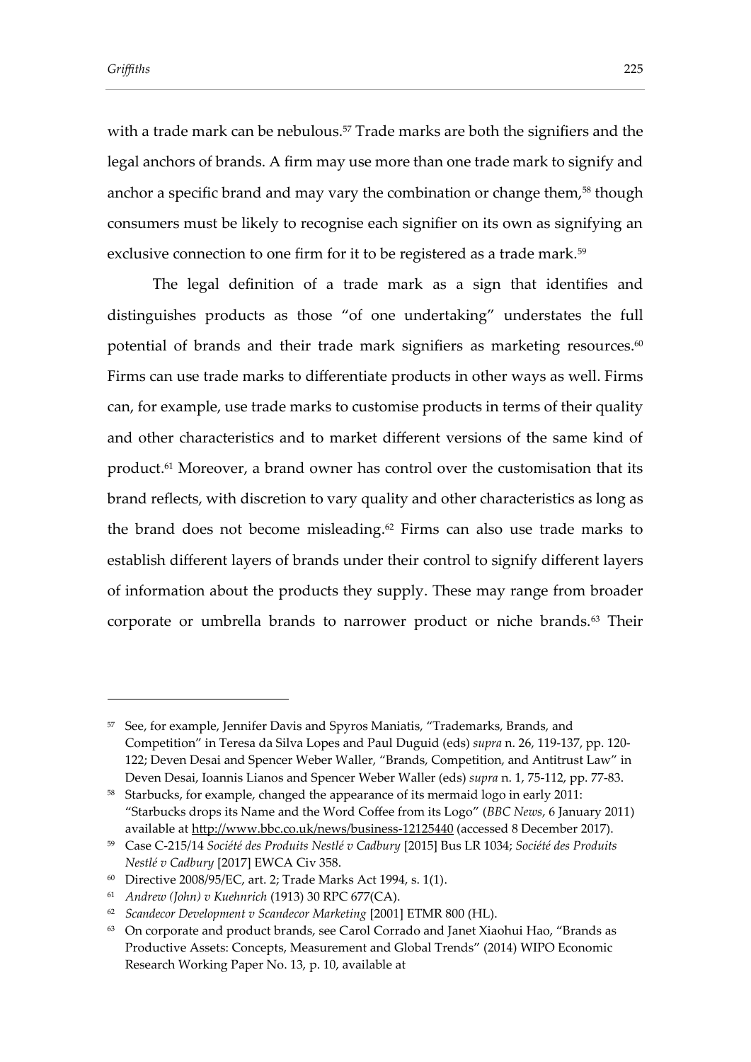with a trade mark can be nebulous.[57] Trade marks are both the signifiers and the legal anchors of brands. A firm may use more than one trade mark to signify and anchor a specific brand and may vary the combination or change them,[58] though consumers must be likely to recognise each signifier on its own as signifying an exclusive connection to one firm for it to be registered as a trade mark.[59]

The legal definition of a trade mark as a sign that identifies and distinguishes products as those "of one undertaking" understates the full potential of brands and their trade mark signifiers as marketing resources.[60] Firms can use trade marks to differentiate products in other ways as well. Firms can, for example, use trade marks to customise products in terms of their quality and other characteristics and to market different versions of the same kind of product.[61] Moreover, a brand owner has control over the customisation that its brand reflects, with discretion to vary quality and other characteristics as long as the brand does not become misleading.[62] Firms can also use trade marks to establish different layers of brands under their control to signify different layers of information about the products they supply. These may range from broader corporate or umbrella brands to narrower product or niche brands.[63] Their

---

[57] See, for example, Jennifer Davis and Spyros Maniatis, "Trademarks, Brands, and Competition" in Teresa da Silva Lopes and Paul Duguid (eds) *supra* n. 26, 119-137, pp. 120-122; Deven Desai and Spencer Weber Waller, "Brands, Competition, and Antitrust Law" in Deven Desai, Ioannis Lianos and Spencer Weber Waller (eds) *supra* n. 1, 75-112, pp. 77-83.

[58] Starbucks, for example, changed the appearance of its mermaid logo in early 2011: "Starbucks drops its Name and the Word Coffee from its Logo" (*BBC News*, 6 January 2011) available at http://www.bbc.co.uk/news/business-12125440 (accessed 8 December 2017).

[59] Case C-215/14 *Société des Produits Nestlé v Cadbury* [2015] Bus LR 1034; *Société des Produits Nestlé v Cadbury* [2017] EWCA Civ 358.

[60] Directive 2008/95/EC, art. 2; Trade Marks Act 1994, s. 1(1).

[61] *Andrew (John) v Kuehnrich* (1913) 30 RPC 677(CA).

[62] *Scandecor Development v Scandecor Marketing* [2001] ETMR 800 (HL).

[63] On corporate and product brands, see Carol Corrado and Janet Xiaohui Hao, "Brands as Productive Assets: Concepts, Measurement and Global Trends" (2014) WIPO Economic Research Working Paper No. 13, p. 10, available at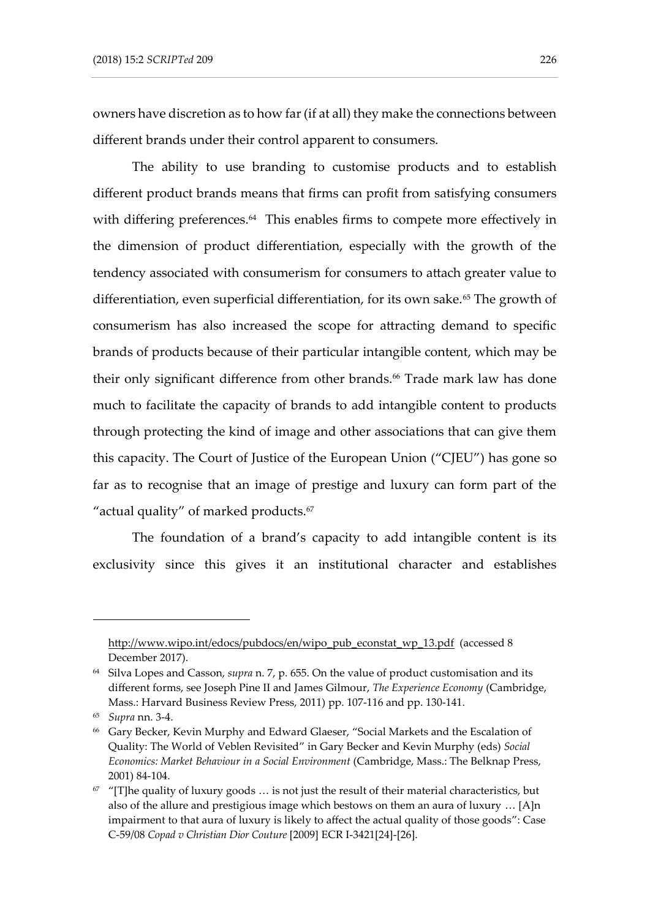owners have discretion as to how far (if at all) they make the connections between different brands under their control apparent to consumers.

The ability to use branding to customise products and to establish different product brands means that firms can profit from satisfying consumers with differing preferences.[64] This enables firms to compete more effectively in the dimension of product differentiation, especially with the growth of the tendency associated with consumerism for consumers to attach greater value to differentiation, even superficial differentiation, for its own sake.[65] The growth of consumerism has also increased the scope for attracting demand to specific brands of products because of their particular intangible content, which may be their only significant difference from other brands.[66] Trade mark law has done much to facilitate the capacity of brands to add intangible content to products through protecting the kind of image and other associations that can give them this capacity. The Court of Justice of the European Union ("CJEU") has gone so far as to recognise that an image of prestige and luxury can form part of the "actual quality" of marked products.[67]

The foundation of a brand's capacity to add intangible content is its exclusivity since this gives it an institutional character and establishes

---

http://www.wipo.int/edocs/pubdocs/en/wipo_pub_econstat_wp_13.pdf (accessed 8 December 2017).

[64] Silva Lopes and Casson, *supra* n. 7, p. 655. On the value of product customisation and its different forms, see Joseph Pine II and James Gilmour, *The Experience Economy* (Cambridge, Mass.: Harvard Business Review Press, 2011) pp. 107-116 and pp. 130-141.

[65] *Supra* nn. 3-4.

[66] Gary Becker, Kevin Murphy and Edward Glaeser, "Social Markets and the Escalation of Quality: The World of Veblen Revisited" in Gary Becker and Kevin Murphy (eds) *Social Economics: Market Behaviour in a Social Environment* (Cambridge, Mass.: The Belknap Press, 2001) 84-104.

[67] "[T]he quality of luxury goods … is not just the result of their material characteristics, but also of the allure and prestigious image which bestows on them an aura of luxury … [A]n impairment to that aura of luxury is likely to affect the actual quality of those goods": Case C-59/08 *Copad v Christian Dior Couture* [2009] ECR I-3421[24]-[26].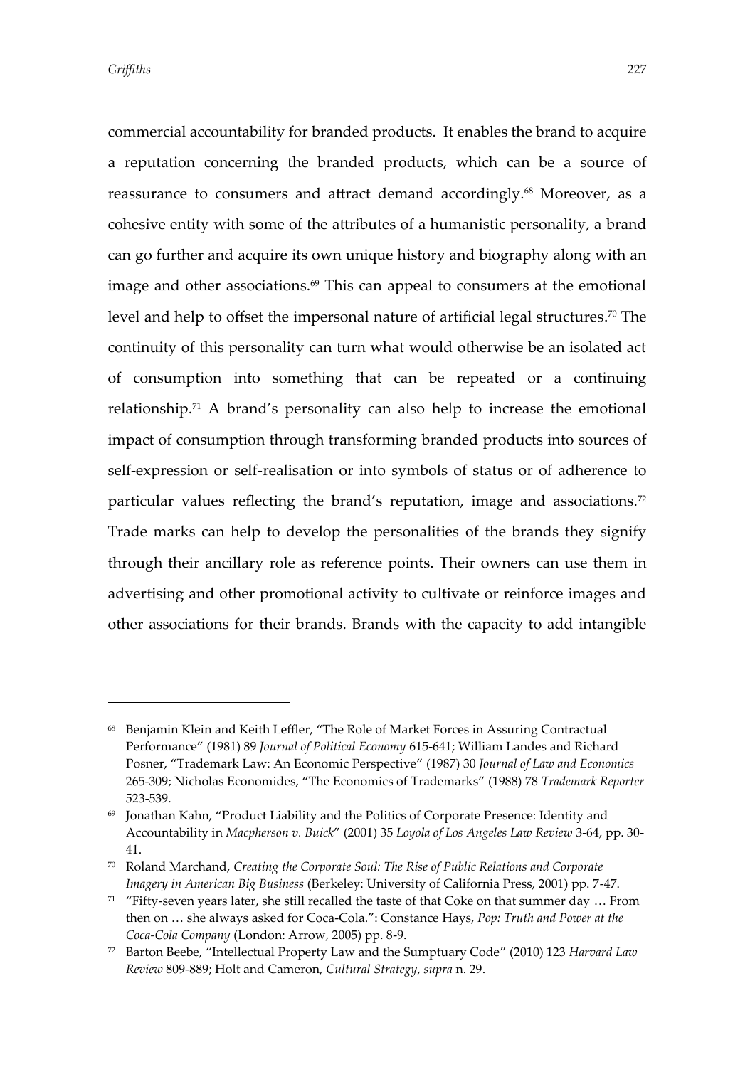commercial accountability for branded products. It enables the brand to acquire a reputation concerning the branded products, which can be a source of reassurance to consumers and attract demand accordingly.[68] Moreover, as a cohesive entity with some of the attributes of a humanistic personality, a brand can go further and acquire its own unique history and biography along with an image and other associations.[69] This can appeal to consumers at the emotional level and help to offset the impersonal nature of artificial legal structures.[70] The continuity of this personality can turn what would otherwise be an isolated act of consumption into something that can be repeated or a continuing relationship.[71] A brand's personality can also help to increase the emotional impact of consumption through transforming branded products into sources of self-expression or self-realisation or into symbols of status or of adherence to particular values reflecting the brand's reputation, image and associations.[72] Trade marks can help to develop the personalities of the brands they signify through their ancillary role as reference points. Their owners can use them in advertising and other promotional activity to cultivate or reinforce images and other associations for their brands. Brands with the capacity to add intangible

---

[68] Benjamin Klein and Keith Leffler, "The Role of Market Forces in Assuring Contractual Performance" (1981) 89 *Journal of Political Economy* 615-641; William Landes and Richard Posner, "Trademark Law: An Economic Perspective" (1987) 30 *Journal of Law and Economics* 265-309; Nicholas Economides, "The Economics of Trademarks" (1988) 78 *Trademark Reporter* 523-539.

[69] Jonathan Kahn, "Product Liability and the Politics of Corporate Presence: Identity and Accountability in *Macpherson v. Buick*" (2001) 35 *Loyola of Los Angeles Law Review* 3-64, pp. 30-41.

[70] Roland Marchand, *Creating the Corporate Soul: The Rise of Public Relations and Corporate Imagery in American Big Business* (Berkeley: University of California Press, 2001) pp. 7-47.

[71] "Fifty-seven years later, she still recalled the taste of that Coke on that summer day … From then on … she always asked for Coca-Cola.": Constance Hays, *Pop: Truth and Power at the Coca-Cola Company* (London: Arrow, 2005) pp. 8-9.

[72] Barton Beebe, "Intellectual Property Law and the Sumptuary Code" (2010) 123 *Harvard Law Review* 809-889; Holt and Cameron, *Cultural Strategy*, *supra* n. 29.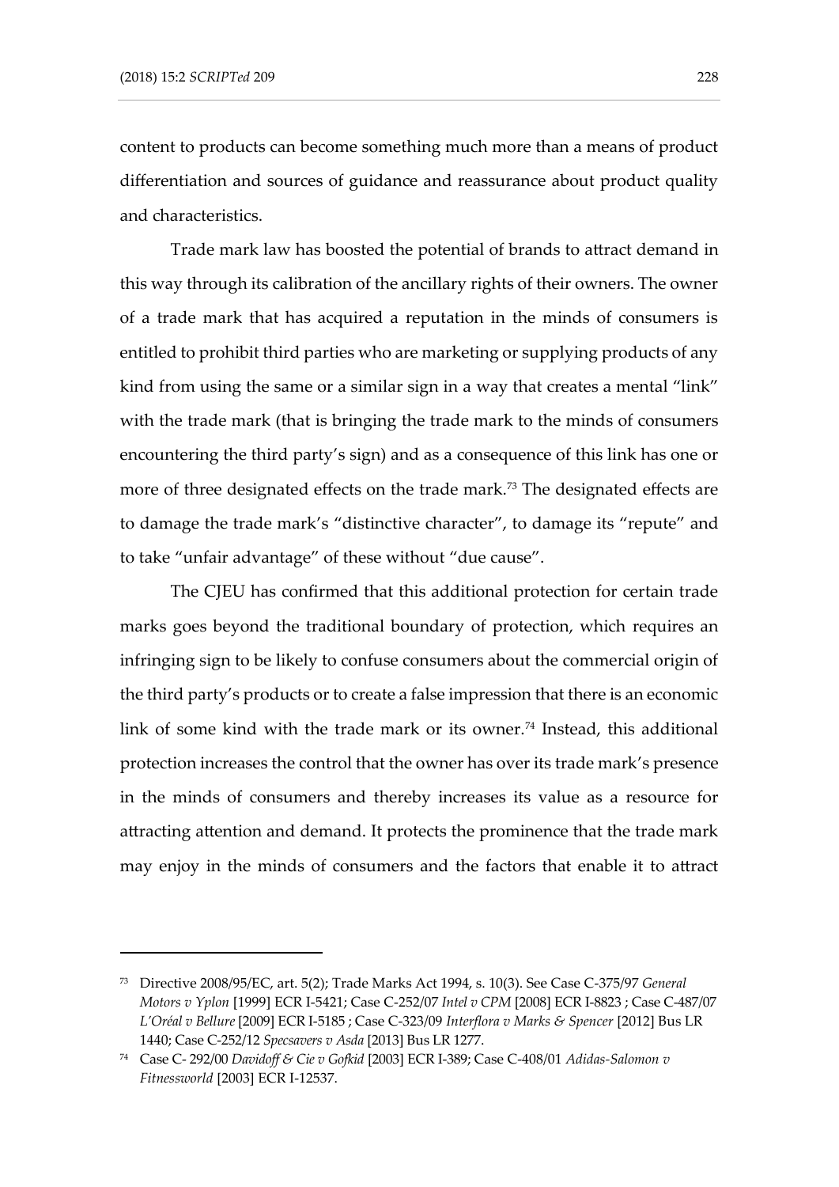content to products can become something much more than a means of product differentiation and sources of guidance and reassurance about product quality and characteristics.

Trade mark law has boosted the potential of brands to attract demand in this way through its calibration of the ancillary rights of their owners. The owner of a trade mark that has acquired a reputation in the minds of consumers is entitled to prohibit third parties who are marketing or supplying products of any kind from using the same or a similar sign in a way that creates a mental "link" with the trade mark (that is bringing the trade mark to the minds of consumers encountering the third party's sign) and as a consequence of this link has one or more of three designated effects on the trade mark.[73] The designated effects are to damage the trade mark's "distinctive character", to damage its "repute" and to take "unfair advantage" of these without "due cause".

The CJEU has confirmed that this additional protection for certain trade marks goes beyond the traditional boundary of protection, which requires an infringing sign to be likely to confuse consumers about the commercial origin of the third party's products or to create a false impression that there is an economic link of some kind with the trade mark or its owner.[74] Instead, this additional protection increases the control that the owner has over its trade mark's presence in the minds of consumers and thereby increases its value as a resource for attracting attention and demand. It protects the prominence that the trade mark may enjoy in the minds of consumers and the factors that enable it to attract

---

[73] Directive 2008/95/EC, art. 5(2); Trade Marks Act 1994, s. 10(3). See Case C-375/97 *General Motors v Yplon* [1999] ECR I-5421; Case C-252/07 *Intel v CPM* [2008] ECR I-8823 ; Case C-487/07 *L'Oréal v Bellure* [2009] ECR I-5185 ; Case C-323/09 *Interflora v Marks & Spencer* [2012] Bus LR 1440; Case C-252/12 *Specsavers v Asda* [2013] Bus LR 1277.

[74] Case C- 292/00 *Davidoff & Cie v Gofkid* [2003] ECR I-389; Case C-408/01 *Adidas-Salomon v Fitnessworld* [2003] ECR I-12537.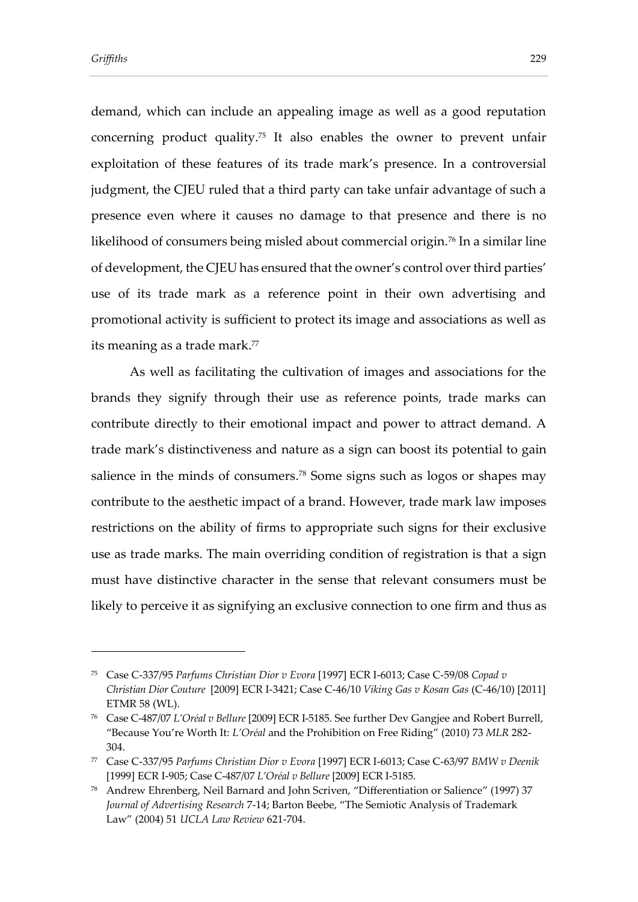demand, which can include an appealing image as well as a good reputation concerning product quality.[75] It also enables the owner to prevent unfair exploitation of these features of its trade mark's presence. In a controversial judgment, the CJEU ruled that a third party can take unfair advantage of such a presence even where it causes no damage to that presence and there is no likelihood of consumers being misled about commercial origin.[76] In a similar line of development, the CJEU has ensured that the owner's control over third parties' use of its trade mark as a reference point in their own advertising and promotional activity is sufficient to protect its image and associations as well as its meaning as a trade mark.[77]

As well as facilitating the cultivation of images and associations for the brands they signify through their use as reference points, trade marks can contribute directly to their emotional impact and power to attract demand. A trade mark's distinctiveness and nature as a sign can boost its potential to gain salience in the minds of consumers.[78] Some signs such as logos or shapes may contribute to the aesthetic impact of a brand. However, trade mark law imposes restrictions on the ability of firms to appropriate such signs for their exclusive use as trade marks. The main overriding condition of registration is that a sign must have distinctive character in the sense that relevant consumers must be likely to perceive it as signifying an exclusive connection to one firm and thus as

---

[75] Case C-337/95 *Parfums Christian Dior v Evora* [1997] ECR I-6013; Case C-59/08 *Copad v Christian Dior Couture* [2009] ECR I-3421; Case C-46/10 *Viking Gas v Kosan Gas* (C-46/10) [2011] ETMR 58 (WL).

[76] Case C-487/07 *L'Oréal v Bellure* [2009] ECR I-5185. See further Dev Gangjee and Robert Burrell, "Because You're Worth It: *L'Oréal* and the Prohibition on Free Riding" (2010) 73 *MLR* 282-304.

[77] Case C-337/95 *Parfums Christian Dior v Evora* [1997] ECR I-6013; Case C-63/97 *BMW v Deenik* [1999] ECR I-905; Case C-487/07 *L'Oréal v Bellure* [2009] ECR I-5185.

[78] Andrew Ehrenberg, Neil Barnard and John Scriven, "Differentiation or Salience" (1997) 37 *Journal of Advertising Research* 7-14; Barton Beebe, "The Semiotic Analysis of Trademark Law" (2004) 51 *UCLA Law Review* 621-704.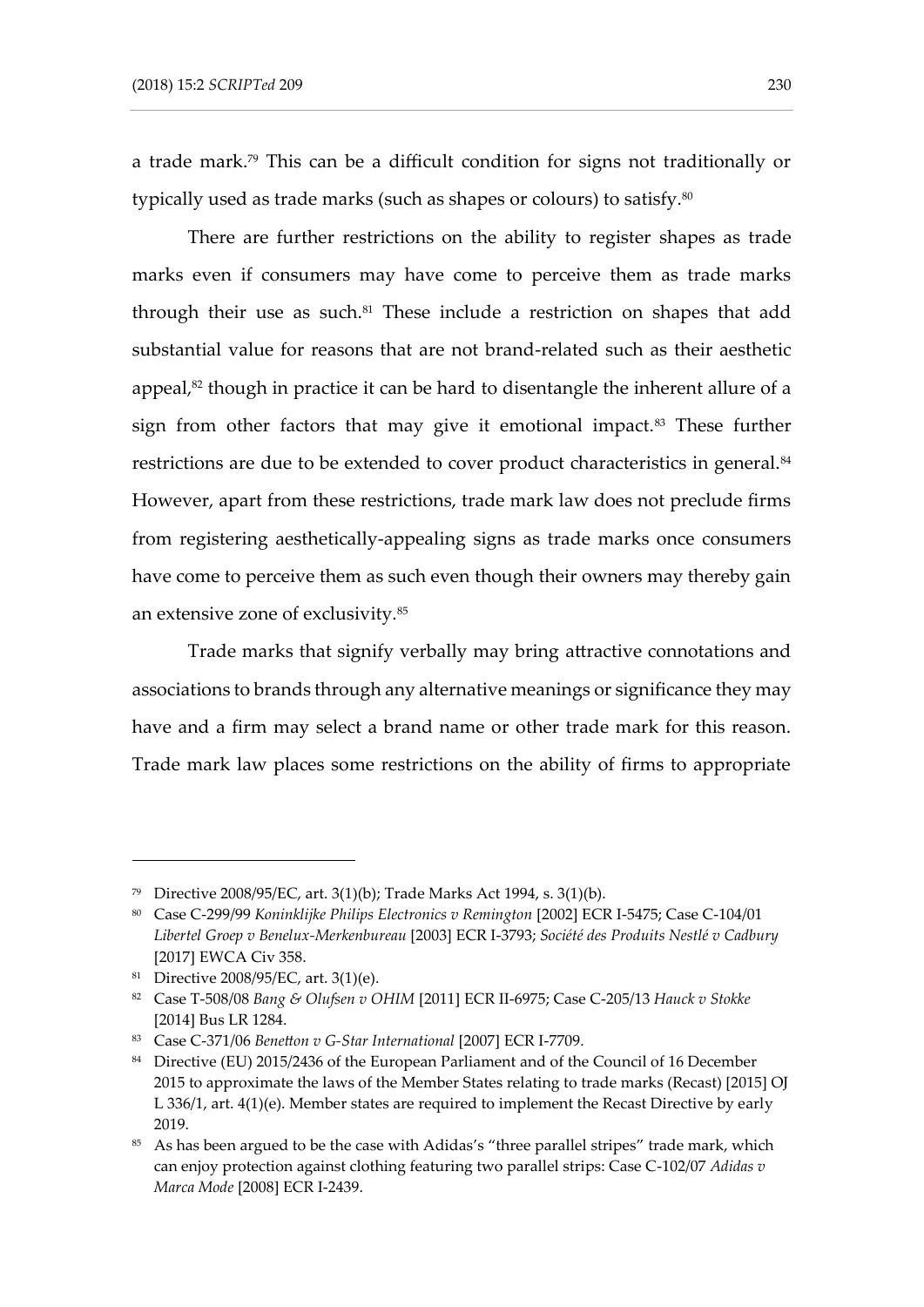a trade mark.[79] This can be a difficult condition for signs not traditionally or typically used as trade marks (such as shapes or colours) to satisfy.[80]

There are further restrictions on the ability to register shapes as trade marks even if consumers may have come to perceive them as trade marks through their use as such.[81] These include a restriction on shapes that add substantial value for reasons that are not brand-related such as their aesthetic appeal,[82] though in practice it can be hard to disentangle the inherent allure of a sign from other factors that may give it emotional impact.[83] These further restrictions are due to be extended to cover product characteristics in general.[84] However, apart from these restrictions, trade mark law does not preclude firms from registering aesthetically-appealing signs as trade marks once consumers have come to perceive them as such even though their owners may thereby gain an extensive zone of exclusivity.[85]

Trade marks that signify verbally may bring attractive connotations and associations to brands through any alternative meanings or significance they may have and a firm may select a brand name or other trade mark for this reason. Trade mark law places some restrictions on the ability of firms to appropriate

---

[79] Directive 2008/95/EC, art. 3(1)(b); Trade Marks Act 1994, s. 3(1)(b).

[80] Case C-299/99 *Koninklijke Philips Electronics v Remington* [2002] ECR I-5475; Case C-104/01 *Libertel Groep v Benelux-Merkenbureau* [2003] ECR I-3793; *Société des Produits Nestlé v Cadbury* [2017] EWCA Civ 358.

[81] Directive 2008/95/EC, art. 3(1)(e).

[82] Case T-508/08 *Bang & Olufsen v OHIM* [2011] ECR II-6975; Case C-205/13 *Hauck v Stokke* [2014] Bus LR 1284.

[83] Case C-371/06 *Benetton v G-Star International* [2007] ECR I-7709.

[84] Directive (EU) 2015/2436 of the European Parliament and of the Council of 16 December 2015 to approximate the laws of the Member States relating to trade marks (Recast) [2015] OJ L 336/1, art. 4(1)(e). Member states are required to implement the Recast Directive by early 2019.

[85] As has been argued to be the case with Adidas's "three parallel stripes" trade mark, which can enjoy protection against clothing featuring two parallel strips: Case C-102/07 *Adidas v Marca Mode* [2008] ECR I-2439.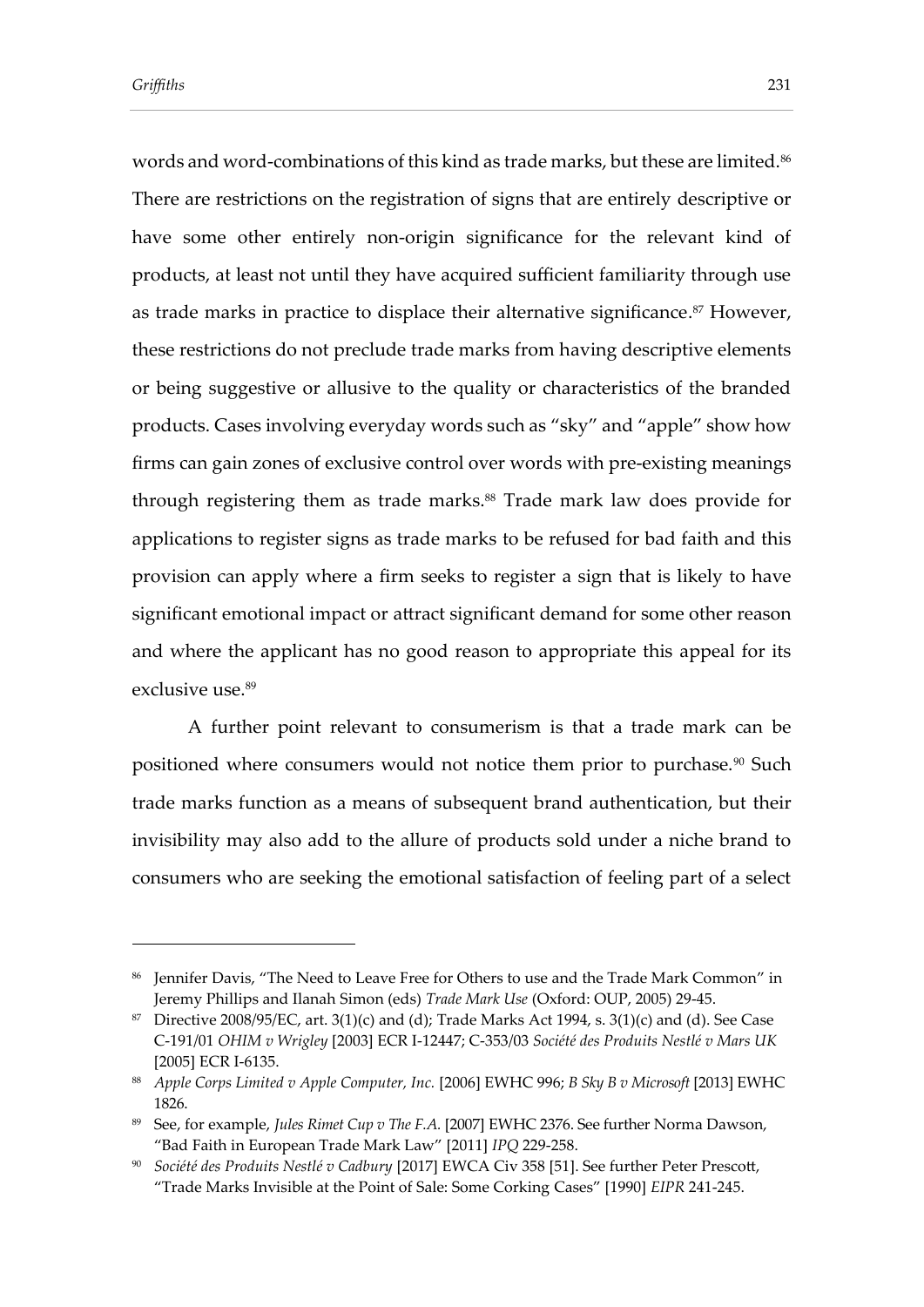words and word-combinations of this kind as trade marks, but these are limited.[86] There are restrictions on the registration of signs that are entirely descriptive or have some other entirely non-origin significance for the relevant kind of products, at least not until they have acquired sufficient familiarity through use as trade marks in practice to displace their alternative significance.[87] However, these restrictions do not preclude trade marks from having descriptive elements or being suggestive or allusive to the quality or characteristics of the branded products. Cases involving everyday words such as "sky" and "apple" show how firms can gain zones of exclusive control over words with pre-existing meanings through registering them as trade marks.[88] Trade mark law does provide for applications to register signs as trade marks to be refused for bad faith and this provision can apply where a firm seeks to register a sign that is likely to have significant emotional impact or attract significant demand for some other reason and where the applicant has no good reason to appropriate this appeal for its exclusive use.[89]

A further point relevant to consumerism is that a trade mark can be positioned where consumers would not notice them prior to purchase.[90] Such trade marks function as a means of subsequent brand authentication, but their invisibility may also add to the allure of products sold under a niche brand to consumers who are seeking the emotional satisfaction of feeling part of a select

---

[86] Jennifer Davis, "The Need to Leave Free for Others to use and the Trade Mark Common" in Jeremy Phillips and Ilanah Simon (eds) *Trade Mark Use* (Oxford: OUP, 2005) 29-45.

[87] Directive 2008/95/EC, art. 3(1)(c) and (d); Trade Marks Act 1994, s. 3(1)(c) and (d). See Case C-191/01 *OHIM v Wrigley* [2003] ECR I-12447; C-353/03 *Société des Produits Nestlé v Mars UK* [2005] ECR I-6135.

[88] *Apple Corps Limited v Apple Computer, Inc.* [2006] EWHC 996; *B Sky B v Microsoft* [2013] EWHC 1826.

[89] See, for example, *Jules Rimet Cup v The F.A.* [2007] EWHC 2376. See further Norma Dawson, "Bad Faith in European Trade Mark Law" [2011] *IPQ* 229-258.

[90] *Société des Produits Nestlé v Cadbury* [2017] EWCA Civ 358 [51]. See further Peter Prescott, "Trade Marks Invisible at the Point of Sale: Some Corking Cases" [1990] *EIPR* 241-245.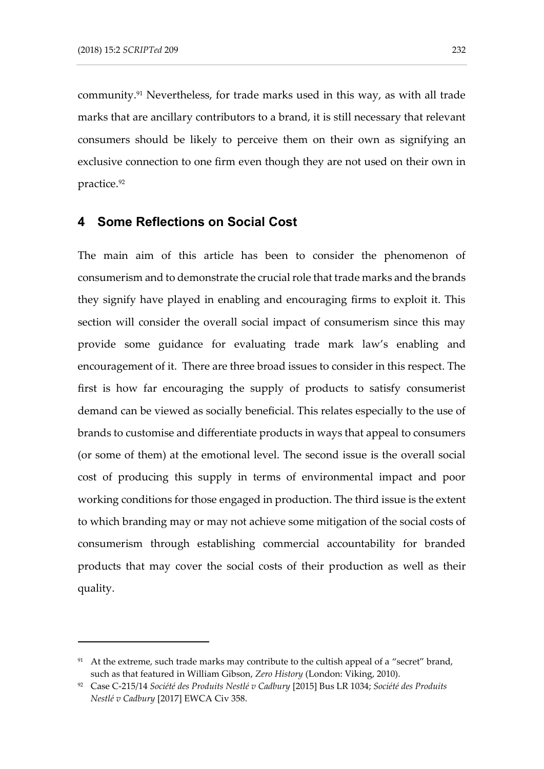community.[91] Nevertheless, for trade marks used in this way, as with all trade marks that are ancillary contributors to a brand, it is still necessary that relevant consumers should be likely to perceive them on their own as signifying an exclusive connection to one firm even though they are not used on their own in practice.[92]

## 4 Some Reflections on Social Cost

The main aim of this article has been to consider the phenomenon of consumerism and to demonstrate the crucial role that trade marks and the brands they signify have played in enabling and encouraging firms to exploit it. This section will consider the overall social impact of consumerism since this may provide some guidance for evaluating trade mark law's enabling and encouragement of it. There are three broad issues to consider in this respect. The first is how far encouraging the supply of products to satisfy consumerist demand can be viewed as socially beneficial. This relates especially to the use of brands to customise and differentiate products in ways that appeal to consumers (or some of them) at the emotional level. The second issue is the overall social cost of producing this supply in terms of environmental impact and poor working conditions for those engaged in production. The third issue is the extent to which branding may or may not achieve some mitigation of the social costs of consumerism through establishing commercial accountability for branded products that may cover the social costs of their production as well as their quality.

---

[91] At the extreme, such trade marks may contribute to the cultish appeal of a "secret" brand, such as that featured in William Gibson, *Zero History* (London: Viking, 2010).

[92] Case C-215/14 *Société des Produits Nestlé v Cadbury* [2015] Bus LR 1034; *Société des Produits Nestlé v Cadbury* [2017] EWCA Civ 358.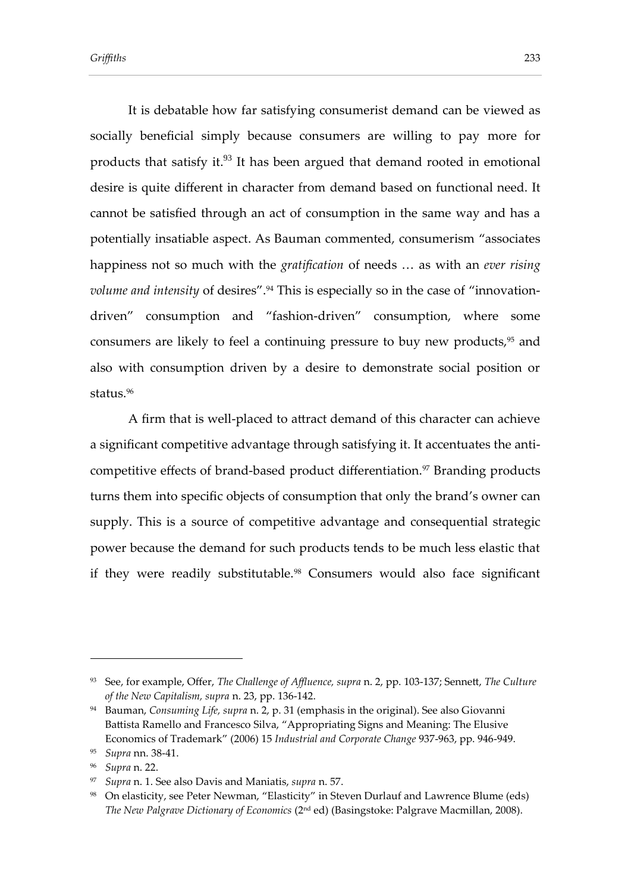It is debatable how far satisfying consumerist demand can be viewed as socially beneficial simply because consumers are willing to pay more for products that satisfy it.[93] It has been argued that demand rooted in emotional desire is quite different in character from demand based on functional need. It cannot be satisfied through an act of consumption in the same way and has a potentially insatiable aspect. As Bauman commented, consumerism "associates happiness not so much with the *gratification* of needs … as with an *ever rising volume and intensity* of desires".[94] This is especially so in the case of "innovation-driven" consumption and "fashion-driven" consumption, where some consumers are likely to feel a continuing pressure to buy new products,[95] and also with consumption driven by a desire to demonstrate social position or status.[96]

A firm that is well-placed to attract demand of this character can achieve a significant competitive advantage through satisfying it. It accentuates the anti-competitive effects of brand-based product differentiation.[97] Branding products turns them into specific objects of consumption that only the brand's owner can supply. This is a source of competitive advantage and consequential strategic power because the demand for such products tends to be much less elastic that if they were readily substitutable.[98] Consumers would also face significant

---

[93] See, for example, Offer, *The Challenge of Affluence, supra* n. 2, pp. 103-137; Sennett, *The Culture of the New Capitalism, supra* n. 23, pp. 136-142.

[94] Bauman, *Consuming Life, supra* n. 2, p. 31 (emphasis in the original). See also Giovanni Battista Ramello and Francesco Silva, "Appropriating Signs and Meaning: The Elusive Economics of Trademark" (2006) 15 *Industrial and Corporate Change* 937-963, pp. 946-949.

[95] *Supra* nn. 38-41.

[96] *Supra* n. 22.

[97] *Supra* n. 1. See also Davis and Maniatis, *supra* n. 57.

[98] On elasticity, see Peter Newman, "Elasticity" in Steven Durlauf and Lawrence Blume (eds) *The New Palgrave Dictionary of Economics* (2nd ed) (Basingstoke: Palgrave Macmillan, 2008).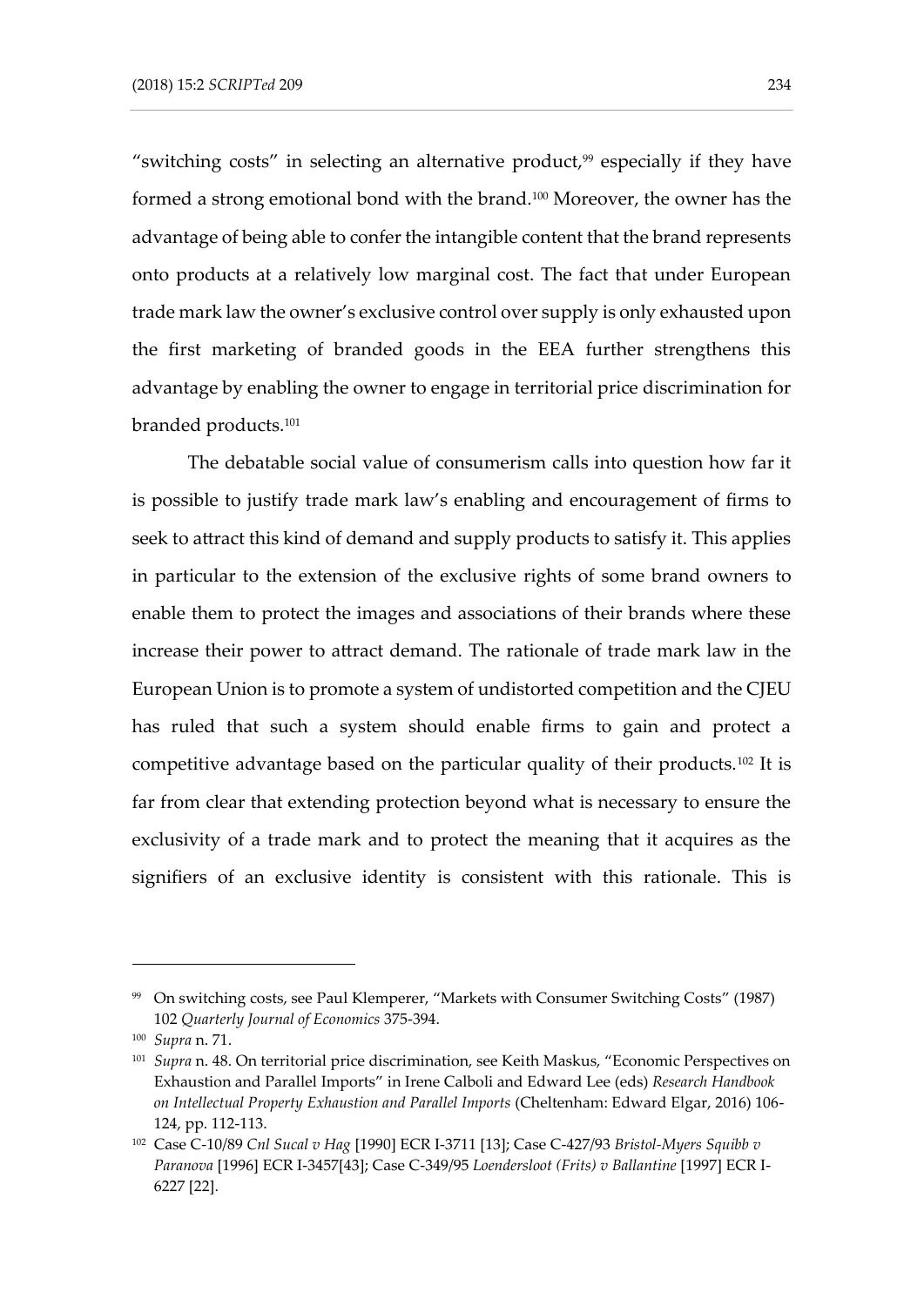"switching costs" in selecting an alternative product,[99] especially if they have formed a strong emotional bond with the brand.[100] Moreover, the owner has the advantage of being able to confer the intangible content that the brand represents onto products at a relatively low marginal cost. The fact that under European trade mark law the owner's exclusive control over supply is only exhausted upon the first marketing of branded goods in the EEA further strengthens this advantage by enabling the owner to engage in territorial price discrimination for branded products.[101]

The debatable social value of consumerism calls into question how far it is possible to justify trade mark law's enabling and encouragement of firms to seek to attract this kind of demand and supply products to satisfy it. This applies in particular to the extension of the exclusive rights of some brand owners to enable them to protect the images and associations of their brands where these increase their power to attract demand. The rationale of trade mark law in the European Union is to promote a system of undistorted competition and the CJEU has ruled that such a system should enable firms to gain and protect a competitive advantage based on the particular quality of their products.[102] It is far from clear that extending protection beyond what is necessary to ensure the exclusivity of a trade mark and to protect the meaning that it acquires as the signifiers of an exclusive identity is consistent with this rationale. This is

---

[99] On switching costs, see Paul Klemperer, "Markets with Consumer Switching Costs" (1987) 102 *Quarterly Journal of Economics* 375-394.

[100] *Supra* n. 71.

[101] *Supra* n. 48. On territorial price discrimination, see Keith Maskus, "Economic Perspectives on Exhaustion and Parallel Imports" in Irene Calboli and Edward Lee (eds) *Research Handbook on Intellectual Property Exhaustion and Parallel Imports* (Cheltenham: Edward Elgar, 2016) 106-124, pp. 112-113.

[102] Case C-10/89 *Cnl Sucal v Hag* [1990] ECR I-3711 [13]; Case C-427/93 *Bristol-Myers Squibb v Paranova* [1996] ECR I-3457[43]; Case C-349/95 *Loendersloot (Frits) v Ballantine* [1997] ECR I-6227 [22].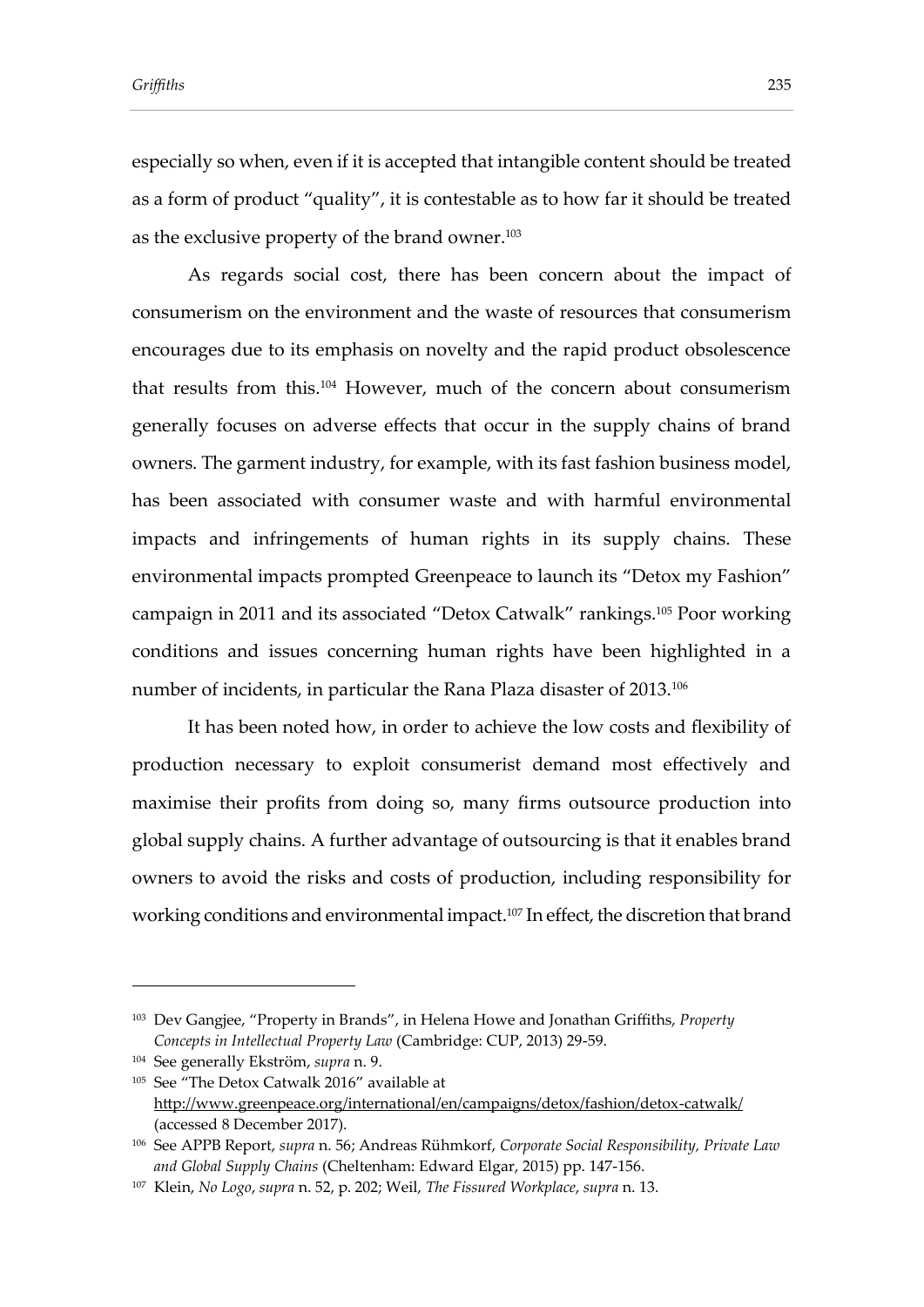especially so when, even if it is accepted that intangible content should be treated as a form of product "quality", it is contestable as to how far it should be treated as the exclusive property of the brand owner.[103]

As regards social cost, there has been concern about the impact of consumerism on the environment and the waste of resources that consumerism encourages due to its emphasis on novelty and the rapid product obsolescence that results from this.[104] However, much of the concern about consumerism generally focuses on adverse effects that occur in the supply chains of brand owners. The garment industry, for example, with its fast fashion business model, has been associated with consumer waste and with harmful environmental impacts and infringements of human rights in its supply chains. These environmental impacts prompted Greenpeace to launch its "Detox my Fashion" campaign in 2011 and its associated "Detox Catwalk" rankings.[105] Poor working conditions and issues concerning human rights have been highlighted in a number of incidents, in particular the Rana Plaza disaster of 2013.[106]

It has been noted how, in order to achieve the low costs and flexibility of production necessary to exploit consumerist demand most effectively and maximise their profits from doing so, many firms outsource production into global supply chains. A further advantage of outsourcing is that it enables brand owners to avoid the risks and costs of production, including responsibility for working conditions and environmental impact.[107] In effect, the discretion that brand

---

[103] Dev Gangjee, "Property in Brands", in Helena Howe and Jonathan Griffiths, *Property Concepts in Intellectual Property Law* (Cambridge: CUP, 2013) 29-59.

[104] See generally Ekström, *supra* n. 9.

[105] See "The Detox Catwalk 2016" available at http://www.greenpeace.org/international/en/campaigns/detox/fashion/detox-catwalk/ (accessed 8 December 2017).

[106] See APPB Report, *supra* n. 56; Andreas Rühmkorf, *Corporate Social Responsibility, Private Law and Global Supply Chains* (Cheltenham: Edward Elgar, 2015) pp. 147-156.

[107] Klein, *No Logo*, *supra* n. 52, p. 202; Weil, *The Fissured Workplace*, *supra* n. 13.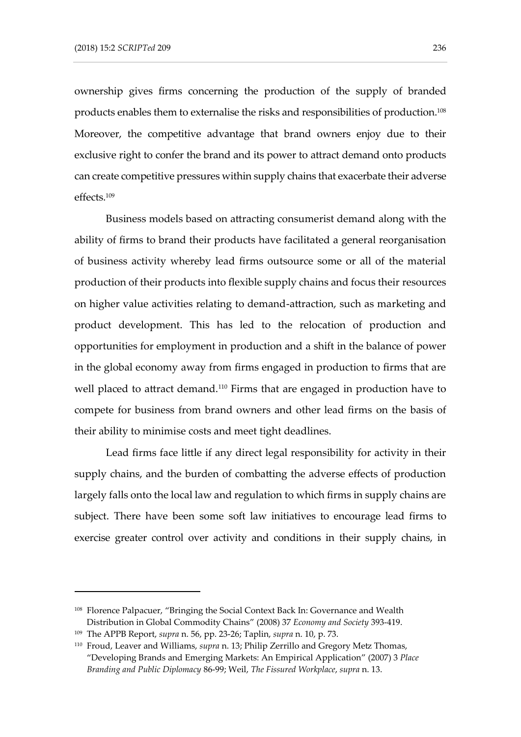ownership gives firms concerning the production of the supply of branded products enables them to externalise the risks and responsibilities of production.[108] Moreover, the competitive advantage that brand owners enjoy due to their exclusive right to confer the brand and its power to attract demand onto products can create competitive pressures within supply chains that exacerbate their adverse effects.[109]

Business models based on attracting consumerist demand along with the ability of firms to brand their products have facilitated a general reorganisation of business activity whereby lead firms outsource some or all of the material production of their products into flexible supply chains and focus their resources on higher value activities relating to demand-attraction, such as marketing and product development. This has led to the relocation of production and opportunities for employment in production and a shift in the balance of power in the global economy away from firms engaged in production to firms that are well placed to attract demand.[110] Firms that are engaged in production have to compete for business from brand owners and other lead firms on the basis of their ability to minimise costs and meet tight deadlines.

Lead firms face little if any direct legal responsibility for activity in their supply chains, and the burden of combatting the adverse effects of production largely falls onto the local law and regulation to which firms in supply chains are subject. There have been some soft law initiatives to encourage lead firms to exercise greater control over activity and conditions in their supply chains, in

---

[108] Florence Palpacuer, "Bringing the Social Context Back In: Governance and Wealth Distribution in Global Commodity Chains" (2008) 37 *Economy and Society* 393-419.

[109] The APPB Report, *supra* n. 56, pp. 23-26; Taplin, *supra* n. 10, p. 73.

[110] Froud, Leaver and Williams, *supra* n. 13; Philip Zerrillo and Gregory Metz Thomas, "Developing Brands and Emerging Markets: An Empirical Application" (2007) 3 *Place Branding and Public Diplomacy* 86-99; Weil, *The Fissured Workplace*, *supra* n. 13.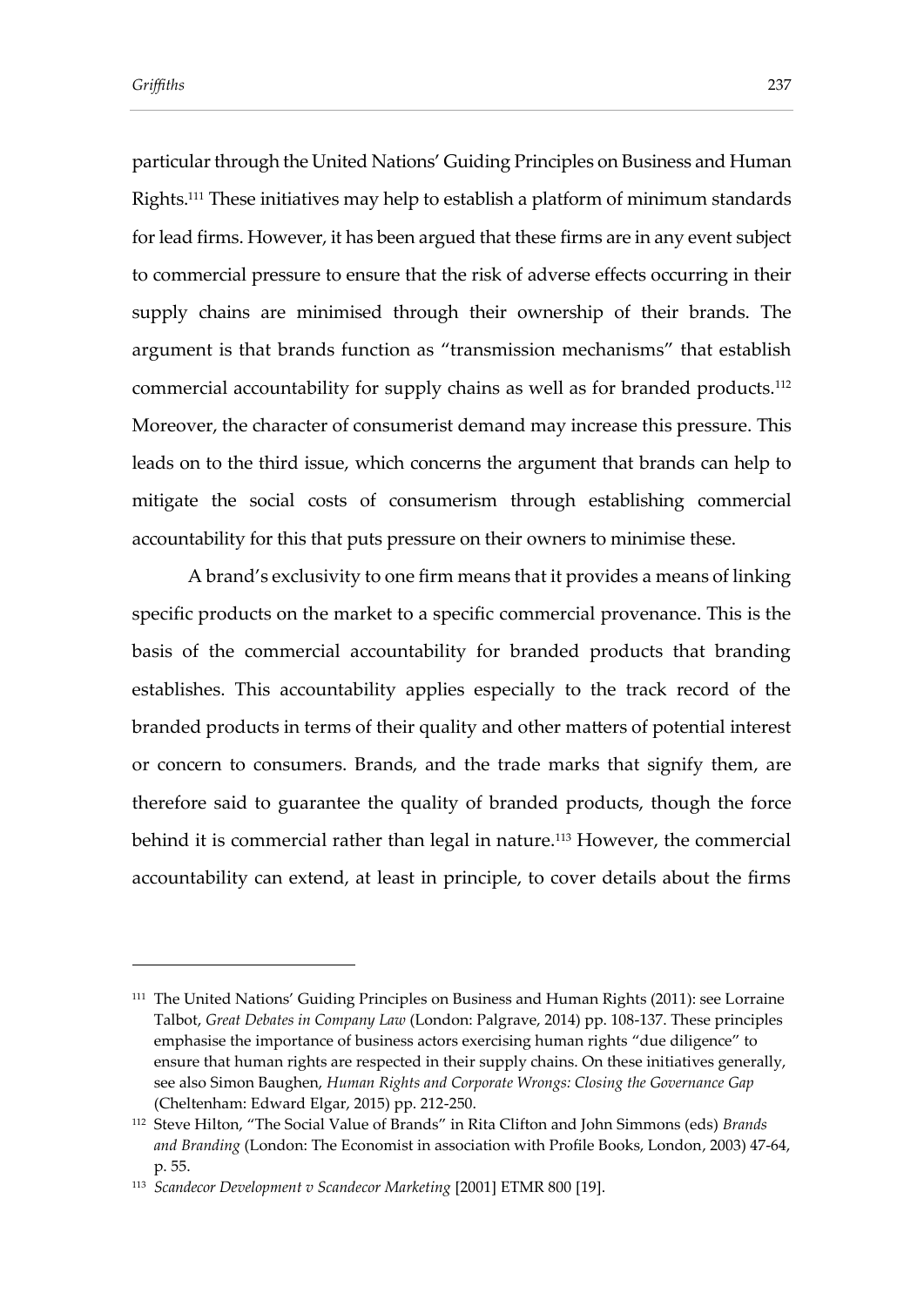particular through the United Nations' Guiding Principles on Business and Human Rights.[111] These initiatives may help to establish a platform of minimum standards for lead firms. However, it has been argued that these firms are in any event subject to commercial pressure to ensure that the risk of adverse effects occurring in their supply chains are minimised through their ownership of their brands. The argument is that brands function as "transmission mechanisms" that establish commercial accountability for supply chains as well as for branded products.[112] Moreover, the character of consumerist demand may increase this pressure. This leads on to the third issue, which concerns the argument that brands can help to mitigate the social costs of consumerism through establishing commercial accountability for this that puts pressure on their owners to minimise these.

A brand's exclusivity to one firm means that it provides a means of linking specific products on the market to a specific commercial provenance. This is the basis of the commercial accountability for branded products that branding establishes. This accountability applies especially to the track record of the branded products in terms of their quality and other matters of potential interest or concern to consumers. Brands, and the trade marks that signify them, are therefore said to guarantee the quality of branded products, though the force behind it is commercial rather than legal in nature.[113] However, the commercial accountability can extend, at least in principle, to cover details about the firms

---

[111] The United Nations' Guiding Principles on Business and Human Rights (2011): see Lorraine Talbot, *Great Debates in Company Law* (London: Palgrave, 2014) pp. 108-137. These principles emphasise the importance of business actors exercising human rights "due diligence" to ensure that human rights are respected in their supply chains. On these initiatives generally, see also Simon Baughen, *Human Rights and Corporate Wrongs: Closing the Governance Gap* (Cheltenham: Edward Elgar, 2015) pp. 212-250.

[112] Steve Hilton, "The Social Value of Brands" in Rita Clifton and John Simmons (eds) *Brands and Branding* (London: The Economist in association with Profile Books, London, 2003) 47-64, p. 55.

[113] *Scandecor Development v Scandecor Marketing* [2001] ETMR 800 [19].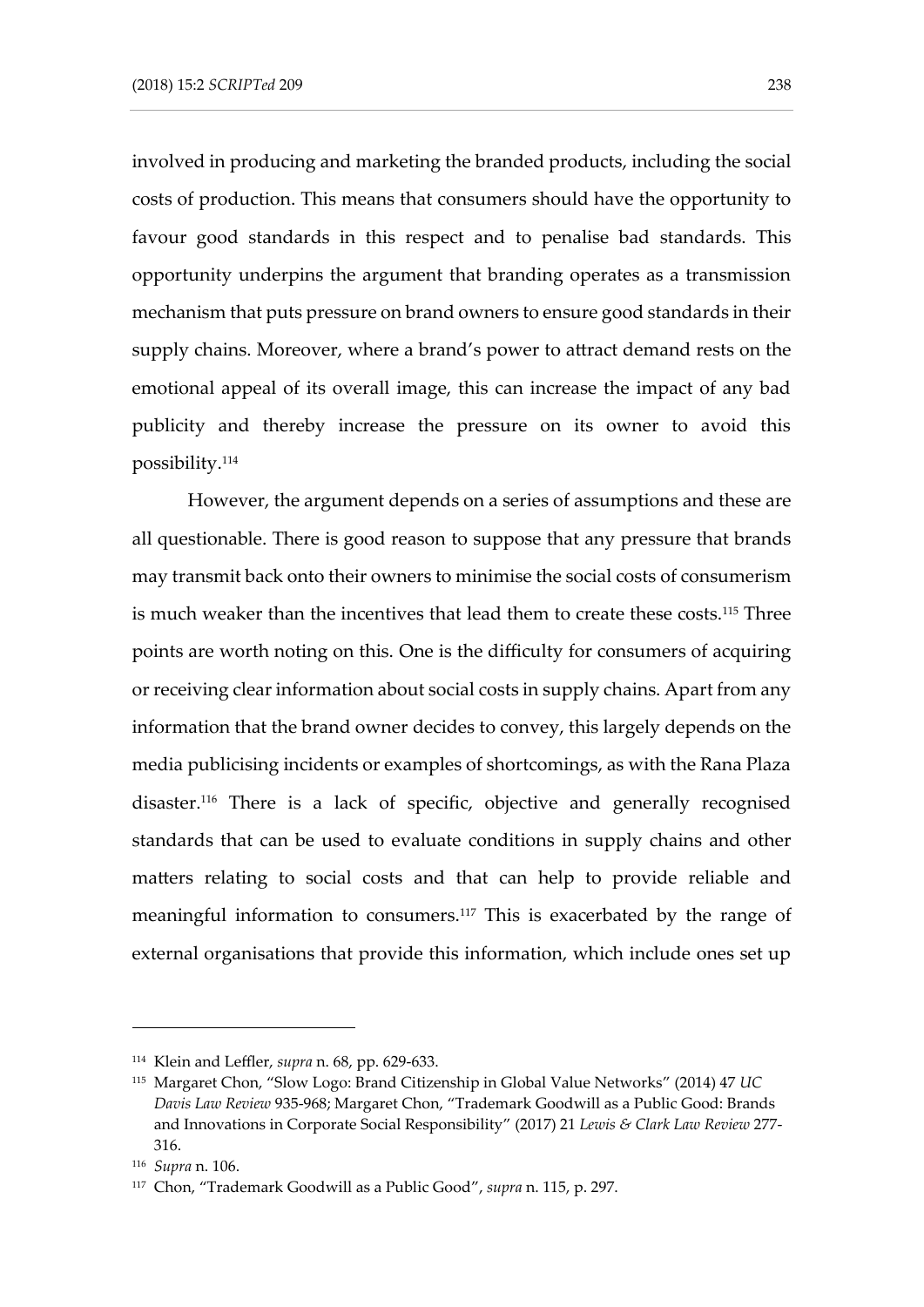involved in producing and marketing the branded products, including the social costs of production. This means that consumers should have the opportunity to favour good standards in this respect and to penalise bad standards. This opportunity underpins the argument that branding operates as a transmission mechanism that puts pressure on brand owners to ensure good standards in their supply chains. Moreover, where a brand's power to attract demand rests on the emotional appeal of its overall image, this can increase the impact of any bad publicity and thereby increase the pressure on its owner to avoid this possibility.[114]

However, the argument depends on a series of assumptions and these are all questionable. There is good reason to suppose that any pressure that brands may transmit back onto their owners to minimise the social costs of consumerism is much weaker than the incentives that lead them to create these costs.[115] Three points are worth noting on this. One is the difficulty for consumers of acquiring or receiving clear information about social costs in supply chains. Apart from any information that the brand owner decides to convey, this largely depends on the media publicising incidents or examples of shortcomings, as with the Rana Plaza disaster.[116] There is a lack of specific, objective and generally recognised standards that can be used to evaluate conditions in supply chains and other matters relating to social costs and that can help to provide reliable and meaningful information to consumers.[117] This is exacerbated by the range of external organisations that provide this information, which include ones set up

---

[114] Klein and Leffler, *supra* n. 68, pp. 629-633.

[115] Margaret Chon, "Slow Logo: Brand Citizenship in Global Value Networks" (2014) 47 *UC Davis Law Review* 935-968; Margaret Chon, "Trademark Goodwill as a Public Good: Brands and Innovations in Corporate Social Responsibility" (2017) 21 *Lewis & Clark Law Review* 277-316.

[116] *Supra* n. 106.

[117] Chon, "Trademark Goodwill as a Public Good", *supra* n. 115, p. 297.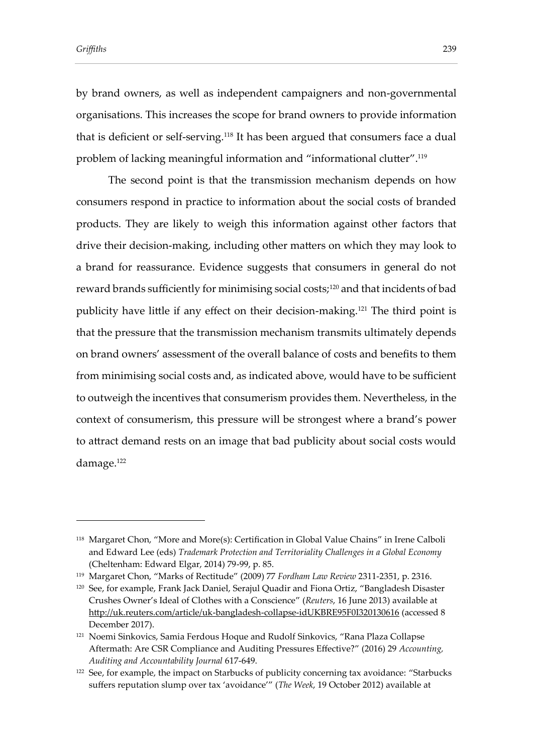by brand owners, as well as independent campaigners and non-governmental organisations. This increases the scope for brand owners to provide information that is deficient or self-serving.[118] It has been argued that consumers face a dual problem of lacking meaningful information and "informational clutter".[119]

The second point is that the transmission mechanism depends on how consumers respond in practice to information about the social costs of branded products. They are likely to weigh this information against other factors that drive their decision-making, including other matters on which they may look to a brand for reassurance. Evidence suggests that consumers in general do not reward brands sufficiently for minimising social costs;[120] and that incidents of bad publicity have little if any effect on their decision-making.[121] The third point is that the pressure that the transmission mechanism transmits ultimately depends on brand owners' assessment of the overall balance of costs and benefits to them from minimising social costs and, as indicated above, would have to be sufficient to outweigh the incentives that consumerism provides them. Nevertheless, in the context of consumerism, this pressure will be strongest where a brand's power to attract demand rests on an image that bad publicity about social costs would damage.[122]

---

[118] Margaret Chon, "More and More(s): Certification in Global Value Chains" in Irene Calboli and Edward Lee (eds) *Trademark Protection and Territoriality Challenges in a Global Economy* (Cheltenham: Edward Elgar, 2014) 79-99, p. 85.

[119] Margaret Chon, "Marks of Rectitude" (2009) 77 *Fordham Law Review* 2311-2351, p. 2316.

[120] See, for example, Frank Jack Daniel, Serajul Quadir and Fiona Ortiz, "Bangladesh Disaster Crushes Owner's Ideal of Clothes with a Conscience" (*Reuters*, 16 June 2013) available at http://uk.reuters.com/article/uk-bangladesh-collapse-idUKBRE95F0I320130616 (accessed 8 December 2017).

[121] Noemi Sinkovics, Samia Ferdous Hoque and Rudolf Sinkovics, "Rana Plaza Collapse Aftermath: Are CSR Compliance and Auditing Pressures Effective?" (2016) 29 *Accounting, Auditing and Accountability Journal* 617-649.

[122] See, for example, the impact on Starbucks of publicity concerning tax avoidance: "Starbucks suffers reputation slump over tax 'avoidance'" (*The Week*, 19 October 2012) available at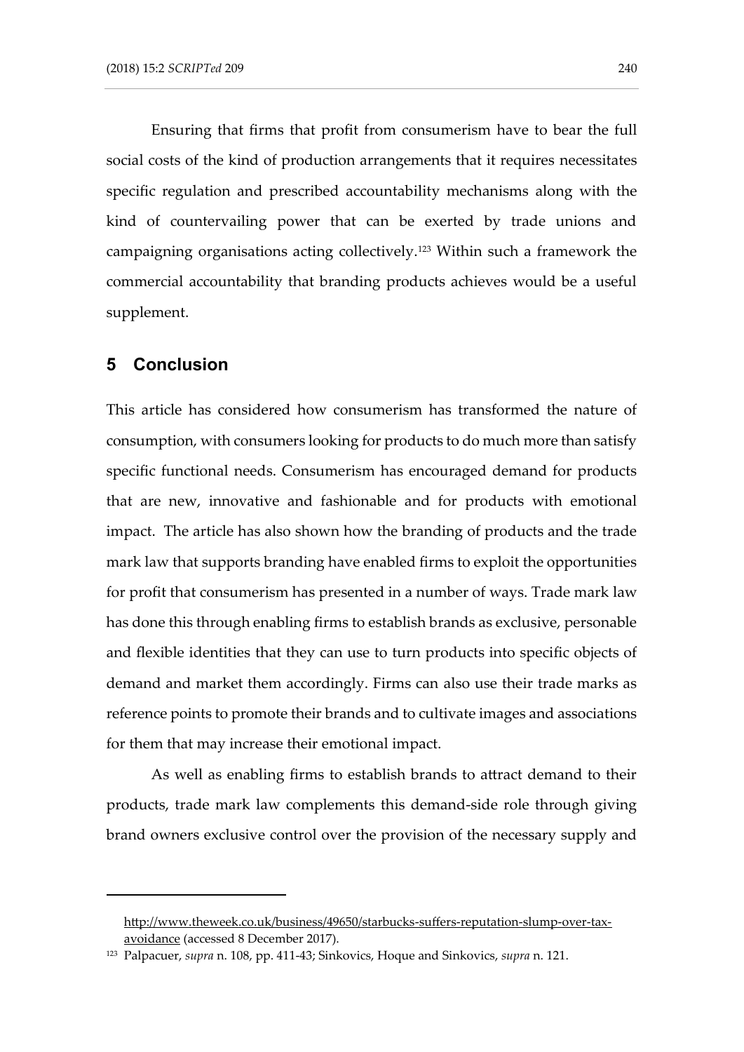Ensuring that firms that profit from consumerism have to bear the full social costs of the kind of production arrangements that it requires necessitates specific regulation and prescribed accountability mechanisms along with the kind of countervailing power that can be exerted by trade unions and campaigning organisations acting collectively.[123] Within such a framework the commercial accountability that branding products achieves would be a useful supplement.

## 5 Conclusion

This article has considered how consumerism has transformed the nature of consumption, with consumers looking for products to do much more than satisfy specific functional needs. Consumerism has encouraged demand for products that are new, innovative and fashionable and for products with emotional impact. The article has also shown how the branding of products and the trade mark law that supports branding have enabled firms to exploit the opportunities for profit that consumerism has presented in a number of ways. Trade mark law has done this through enabling firms to establish brands as exclusive, personable and flexible identities that they can use to turn products into specific objects of demand and market them accordingly. Firms can also use their trade marks as reference points to promote their brands and to cultivate images and associations for them that may increase their emotional impact.

As well as enabling firms to establish brands to attract demand to their products, trade mark law complements this demand-side role through giving brand owners exclusive control over the provision of the necessary supply and

---

http://www.theweek.co.uk/business/49650/starbucks-suffers-reputation-slump-over-tax-avoidance (accessed 8 December 2017).

[123] Palpacuer, *supra* n. 108, pp. 411-43; Sinkovics, Hoque and Sinkovics, *supra* n. 121.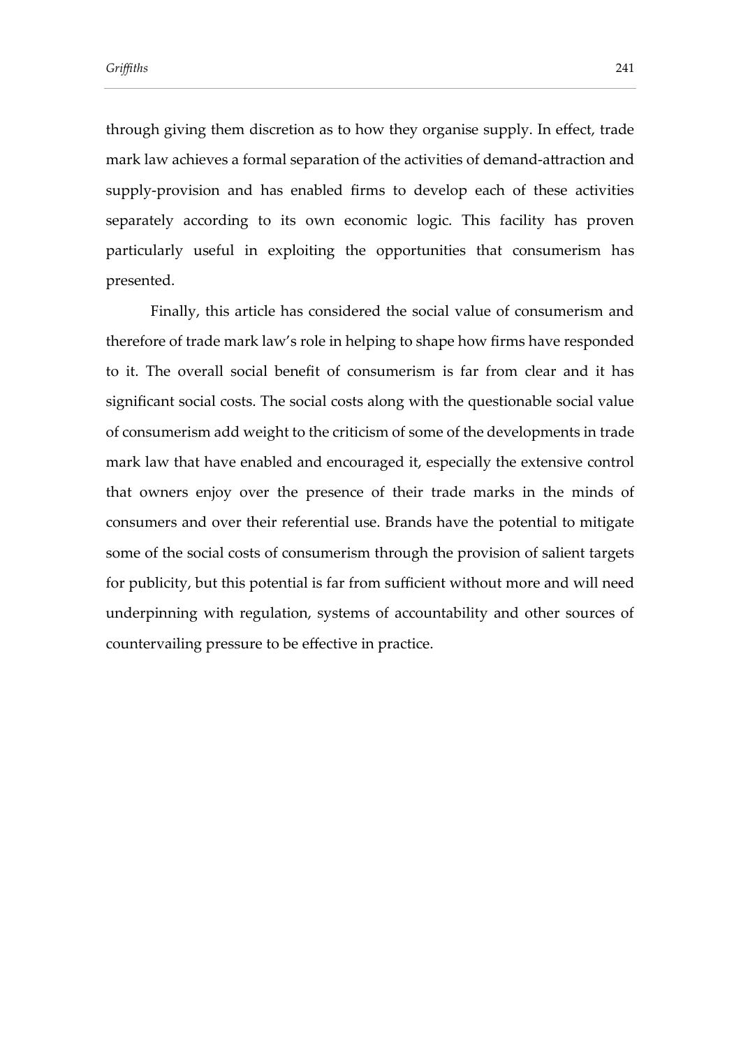through giving them discretion as to how they organise supply. In effect, trade mark law achieves a formal separation of the activities of demand-attraction and supply-provision and has enabled firms to develop each of these activities separately according to its own economic logic. This facility has proven particularly useful in exploiting the opportunities that consumerism has presented.

Finally, this article has considered the social value of consumerism and therefore of trade mark law's role in helping to shape how firms have responded to it. The overall social benefit of consumerism is far from clear and it has significant social costs. The social costs along with the questionable social value of consumerism add weight to the criticism of some of the developments in trade mark law that have enabled and encouraged it, especially the extensive control that owners enjoy over the presence of their trade marks in the minds of consumers and over their referential use. Brands have the potential to mitigate some of the social costs of consumerism through the provision of salient targets for publicity, but this potential is far from sufficient without more and will need underpinning with regulation, systems of accountability and other sources of countervailing pressure to be effective in practice.